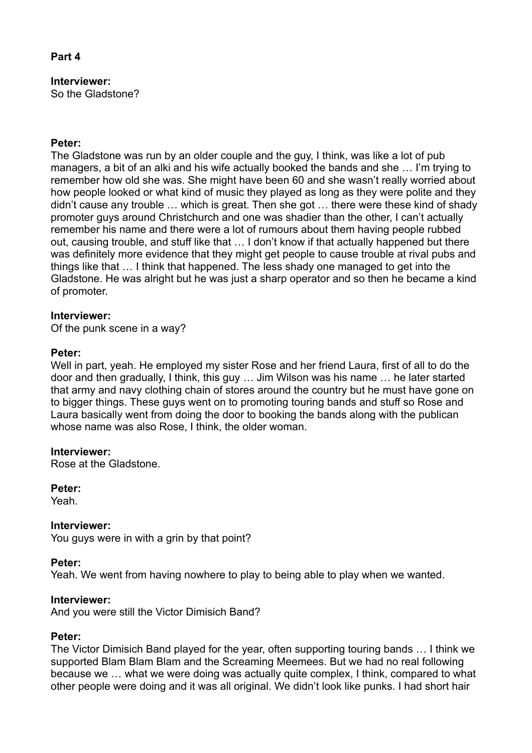**Part 4**

**Interviewer:**
So the Gladstone?

**Peter:**
The Gladstone was run by an older couple and the guy, I think, was like a lot of pub managers, a bit of an alki and his wife actually booked the bands and she … I'm trying to remember how old she was. She might have been 60 and she wasn't really worried about how people looked or what kind of music they played as long as they were polite and they didn't cause any trouble … which is great. Then she got … there were these kind of shady promoter guys around Christchurch and one was shadier than the other, I can't actually remember his name and there were a lot of rumours about them having people rubbed out, causing trouble, and stuff like that … I don't know if that actually happened but there was definitely more evidence that they might get people to cause trouble at rival pubs and things like that … I think that happened. The less shady one managed to get into the Gladstone. He was alright but he was just a sharp operator and so then he became a kind of promoter.

**Interviewer:**
Of the punk scene in a way?

**Peter:**
Well in part, yeah. He employed my sister Rose and her friend Laura, first of all to do the door and then gradually, I think, this guy … Jim Wilson was his name … he later started that army and navy clothing chain of stores around the country but he must have gone on to bigger things. These guys went on to promoting touring bands and stuff so Rose and Laura basically went from doing the door to booking the bands along with the publican whose name was also Rose, I think, the older woman.

**Interviewer:**
Rose at the Gladstone.

**Peter:**
Yeah.

**Interviewer:**
You guys were in with a grin by that point?

**Peter:**
Yeah. We went from having nowhere to play to being able to play when we wanted.

**Interviewer:**
And you were still the Victor Dimisich Band?

**Peter:**
The Victor Dimisich Band played for the year, often supporting touring bands … I think we supported Blam Blam Blam and the Screaming Meemees. But we had no real following because we … what we were doing was actually quite complex, I think, compared to what other people were doing and it was all original. We didn't look like punks. I had short hair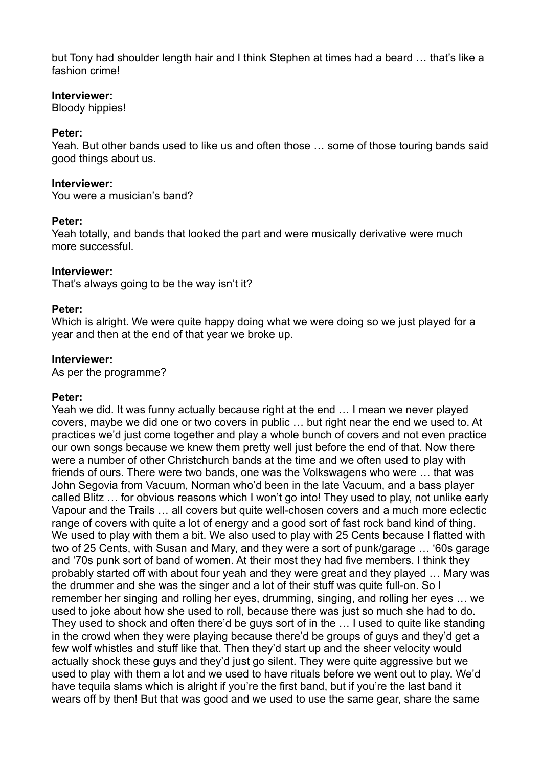but Tony had shoulder length hair and I think Stephen at times had a beard … that's like a fashion crime!

**Interviewer:**
Bloody hippies!

**Peter:**
Yeah. But other bands used to like us and often those … some of those touring bands said good things about us.

**Interviewer:**
You were a musician's band?

**Peter:**
Yeah totally, and bands that looked the part and were musically derivative were much more successful.

**Interviewer:**
That's always going to be the way isn't it?

**Peter:**
Which is alright. We were quite happy doing what we were doing so we just played for a year and then at the end of that year we broke up.

**Interviewer:**
As per the programme?

**Peter:**
Yeah we did. It was funny actually because right at the end … I mean we never played covers, maybe we did one or two covers in public … but right near the end we used to. At practices we'd just come together and play a whole bunch of covers and not even practice our own songs because we knew them pretty well just before the end of that. Now there were a number of other Christchurch bands at the time and we often used to play with friends of ours. There were two bands, one was the Volkswagens who were … that was John Segovia from Vacuum, Norman who'd been in the late Vacuum, and a bass player called Blitz … for obvious reasons which I won't go into! They used to play, not unlike early Vapour and the Trails … all covers but quite well-chosen covers and a much more eclectic range of covers with quite a lot of energy and a good sort of fast rock band kind of thing. We used to play with them a bit. We also used to play with 25 Cents because I flatted with two of 25 Cents, with Susan and Mary, and they were a sort of punk/garage … '60s garage and '70s punk sort of band of women. At their most they had five members. I think they probably started off with about four yeah and they were great and they played … Mary was the drummer and she was the singer and a lot of their stuff was quite full-on. So I remember her singing and rolling her eyes, drumming, singing, and rolling her eyes … we used to joke about how she used to roll, because there was just so much she had to do. They used to shock and often there'd be guys sort of in the … I used to quite like standing in the crowd when they were playing because there'd be groups of guys and they'd get a few wolf whistles and stuff like that. Then they'd start up and the sheer velocity would actually shock these guys and they'd just go silent. They were quite aggressive but we used to play with them a lot and we used to have rituals before we went out to play. We'd have tequila slams which is alright if you're the first band, but if you're the last band it wears off by then! But that was good and we used to use the same gear, share the same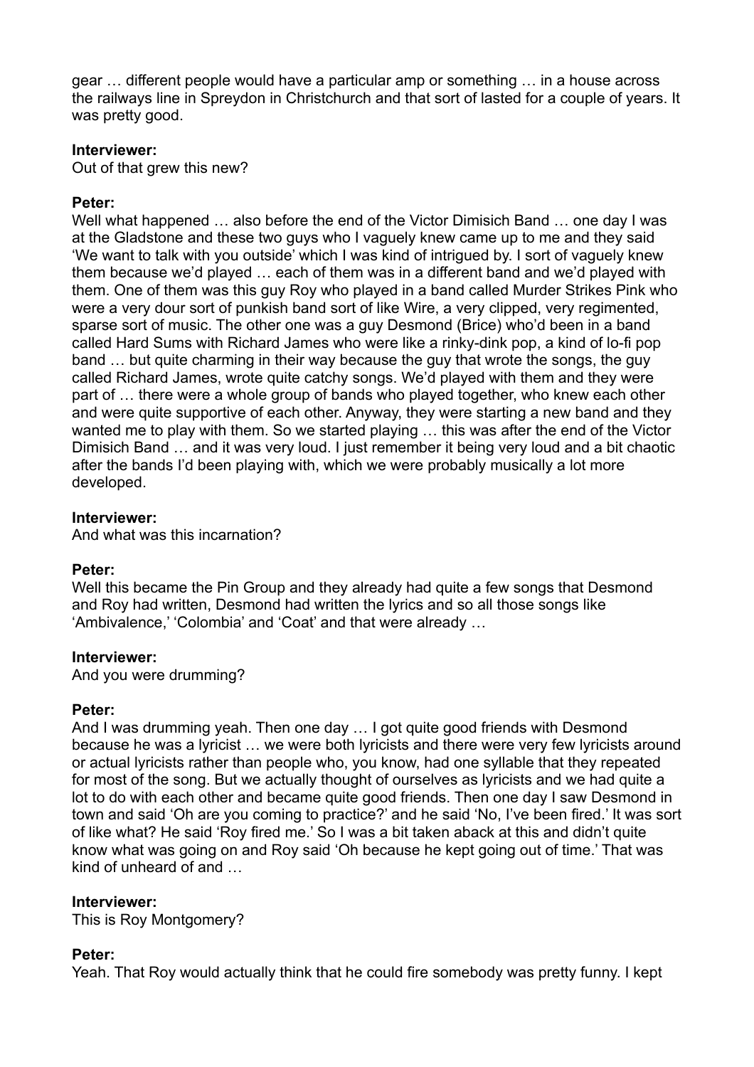gear … different people would have a particular amp or something … in a house across the railways line in Spreydon in Christchurch and that sort of lasted for a couple of years. It was pretty good.

**Interviewer:**
Out of that grew this new?

**Peter:**
Well what happened … also before the end of the Victor Dimisich Band … one day I was at the Gladstone and these two guys who I vaguely knew came up to me and they said 'We want to talk with you outside' which I was kind of intrigued by. I sort of vaguely knew them because we'd played … each of them was in a different band and we'd played with them. One of them was this guy Roy who played in a band called Murder Strikes Pink who were a very dour sort of punkish band sort of like Wire, a very clipped, very regimented, sparse sort of music. The other one was a guy Desmond (Brice) who'd been in a band called Hard Sums with Richard James who were like a rinky-dink pop, a kind of lo-fi pop band … but quite charming in their way because the guy that wrote the songs, the guy called Richard James, wrote quite catchy songs. We'd played with them and they were part of … there were a whole group of bands who played together, who knew each other and were quite supportive of each other. Anyway, they were starting a new band and they wanted me to play with them. So we started playing … this was after the end of the Victor Dimisich Band … and it was very loud. I just remember it being very loud and a bit chaotic after the bands I'd been playing with, which we were probably musically a lot more developed.

**Interviewer:**
And what was this incarnation?

**Peter:**
Well this became the Pin Group and they already had quite a few songs that Desmond and Roy had written, Desmond had written the lyrics and so all those songs like 'Ambivalence,' 'Colombia' and 'Coat' and that were already …

**Interviewer:**
And you were drumming?

**Peter:**
And I was drumming yeah. Then one day … I got quite good friends with Desmond because he was a lyricist … we were both lyricists and there were very few lyricists around or actual lyricists rather than people who, you know, had one syllable that they repeated for most of the song. But we actually thought of ourselves as lyricists and we had quite a lot to do with each other and became quite good friends. Then one day I saw Desmond in town and said 'Oh are you coming to practice?' and he said 'No, I've been fired.' It was sort of like what? He said 'Roy fired me.' So I was a bit taken aback at this and didn't quite know what was going on and Roy said 'Oh because he kept going out of time.' That was kind of unheard of and …

**Interviewer:**
This is Roy Montgomery?

**Peter:**
Yeah. That Roy would actually think that he could fire somebody was pretty funny. I kept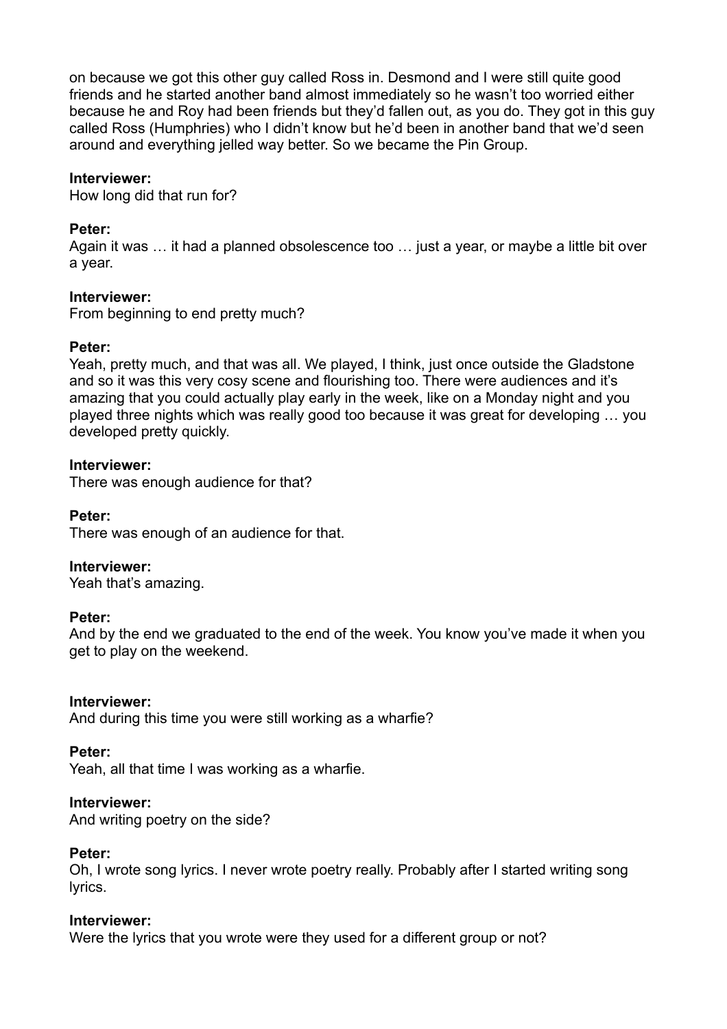on because we got this other guy called Ross in. Desmond and I were still quite good friends and he started another band almost immediately so he wasn't too worried either because he and Roy had been friends but they'd fallen out, as you do. They got in this guy called Ross (Humphries) who I didn't know but he'd been in another band that we'd seen around and everything jelled way better. So we became the Pin Group.

**Interviewer:**
How long did that run for?

**Peter:**
Again it was … it had a planned obsolescence too … just a year, or maybe a little bit over a year.

**Interviewer:**
From beginning to end pretty much?

**Peter:**
Yeah, pretty much, and that was all. We played, I think, just once outside the Gladstone and so it was this very cosy scene and flourishing too. There were audiences and it's amazing that you could actually play early in the week, like on a Monday night and you played three nights which was really good too because it was great for developing … you developed pretty quickly.

**Interviewer:**
There was enough audience for that?

**Peter:**
There was enough of an audience for that.

**Interviewer:**
Yeah that's amazing.

**Peter:**
And by the end we graduated to the end of the week. You know you've made it when you get to play on the weekend.

**Interviewer:**
And during this time you were still working as a wharfie?

**Peter:**
Yeah, all that time I was working as a wharfie.

**Interviewer:**
And writing poetry on the side?

**Peter:**
Oh, I wrote song lyrics. I never wrote poetry really. Probably after I started writing song lyrics.

**Interviewer:**
Were the lyrics that you wrote were they used for a different group or not?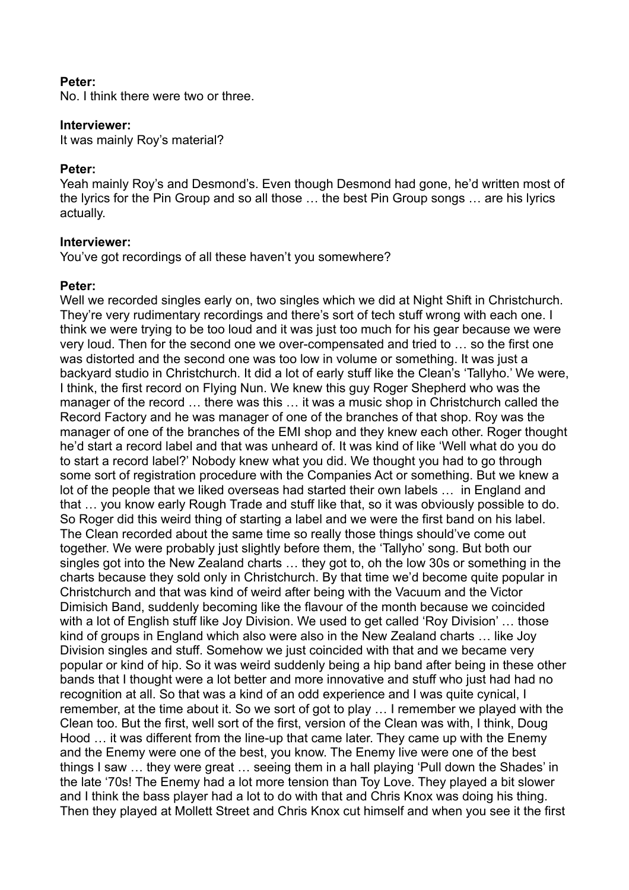**Peter:**
No. I think there were two or three.

**Interviewer:**
It was mainly Roy's material?

**Peter:**
Yeah mainly Roy's and Desmond's. Even though Desmond had gone, he'd written most of the lyrics for the Pin Group and so all those … the best Pin Group songs … are his lyrics actually.

**Interviewer:**
You've got recordings of all these haven't you somewhere?

**Peter:**
Well we recorded singles early on, two singles which we did at Night Shift in Christchurch. They're very rudimentary recordings and there's sort of tech stuff wrong with each one. I think we were trying to be too loud and it was just too much for his gear because we were very loud. Then for the second one we over-compensated and tried to … so the first one was distorted and the second one was too low in volume or something. It was just a backyard studio in Christchurch. It did a lot of early stuff like the Clean's 'Tallyho.' We were, I think, the first record on Flying Nun. We knew this guy Roger Shepherd who was the manager of the record … there was this … it was a music shop in Christchurch called the Record Factory and he was manager of one of the branches of that shop. Roy was the manager of one of the branches of the EMI shop and they knew each other. Roger thought he'd start a record label and that was unheard of. It was kind of like 'Well what do you do to start a record label?' Nobody knew what you did. We thought you had to go through some sort of registration procedure with the Companies Act or something. But we knew a lot of the people that we liked overseas had started their own labels … in England and that … you know early Rough Trade and stuff like that, so it was obviously possible to do. So Roger did this weird thing of starting a label and we were the first band on his label. The Clean recorded about the same time so really those things should've come out together. We were probably just slightly before them, the 'Tallyho' song. But both our singles got into the New Zealand charts … they got to, oh the low 30s or something in the charts because they sold only in Christchurch. By that time we'd become quite popular in Christchurch and that was kind of weird after being with the Vacuum and the Victor Dimisich Band, suddenly becoming like the flavour of the month because we coincided with a lot of English stuff like Joy Division. We used to get called 'Roy Division' … those kind of groups in England which also were also in the New Zealand charts … like Joy Division singles and stuff. Somehow we just coincided with that and we became very popular or kind of hip. So it was weird suddenly being a hip band after being in these other bands that I thought were a lot better and more innovative and stuff who just had had no recognition at all. So that was a kind of an odd experience and I was quite cynical, I remember, at the time about it. So we sort of got to play … I remember we played with the Clean too. But the first, well sort of the first, version of the Clean was with, I think, Doug Hood … it was different from the line-up that came later. They came up with the Enemy and the Enemy were one of the best, you know. The Enemy live were one of the best things I saw … they were great … seeing them in a hall playing 'Pull down the Shades' in the late '70s! The Enemy had a lot more tension than Toy Love. They played a bit slower and I think the bass player had a lot to do with that and Chris Knox was doing his thing. Then they played at Mollett Street and Chris Knox cut himself and when you see it the first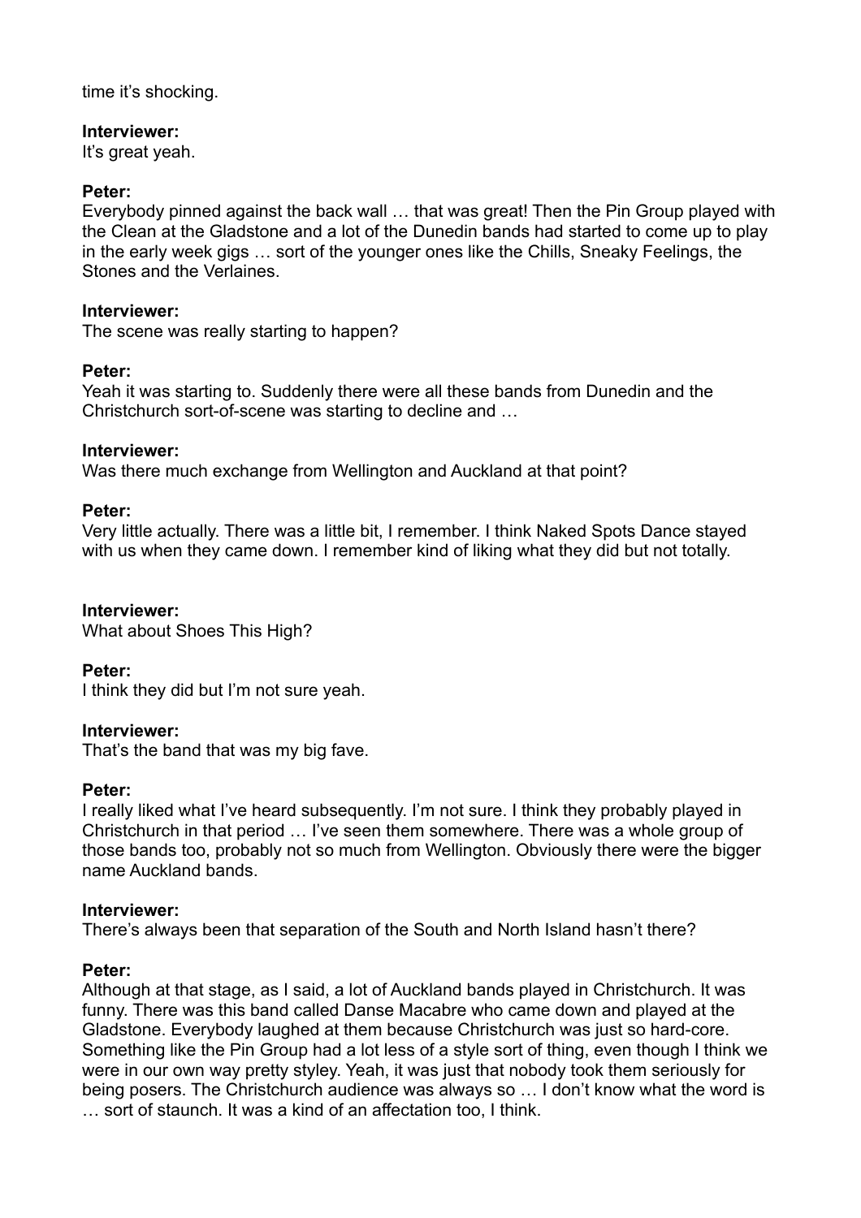time it's shocking.

**Interviewer:**
It's great yeah.

**Peter:**
Everybody pinned against the back wall … that was great! Then the Pin Group played with the Clean at the Gladstone and a lot of the Dunedin bands had started to come up to play in the early week gigs … sort of the younger ones like the Chills, Sneaky Feelings, the Stones and the Verlaines.

**Interviewer:**
The scene was really starting to happen?

**Peter:**
Yeah it was starting to. Suddenly there were all these bands from Dunedin and the Christchurch sort-of-scene was starting to decline and …

**Interviewer:**
Was there much exchange from Wellington and Auckland at that point?

**Peter:**
Very little actually. There was a little bit, I remember. I think Naked Spots Dance stayed with us when they came down. I remember kind of liking what they did but not totally.

**Interviewer:**
What about Shoes This High?

**Peter:**
I think they did but I'm not sure yeah.

**Interviewer:**
That's the band that was my big fave.

**Peter:**
I really liked what I've heard subsequently. I'm not sure. I think they probably played in Christchurch in that period … I've seen them somewhere. There was a whole group of those bands too, probably not so much from Wellington. Obviously there were the bigger name Auckland bands.

**Interviewer:**
There's always been that separation of the South and North Island hasn't there?

**Peter:**
Although at that stage, as I said, a lot of Auckland bands played in Christchurch. It was funny. There was this band called Danse Macabre who came down and played at the Gladstone. Everybody laughed at them because Christchurch was just so hard-core. Something like the Pin Group had a lot less of a style sort of thing, even though I think we were in our own way pretty styley. Yeah, it was just that nobody took them seriously for being posers. The Christchurch audience was always so … I don't know what the word is … sort of staunch. It was a kind of an affectation too, I think.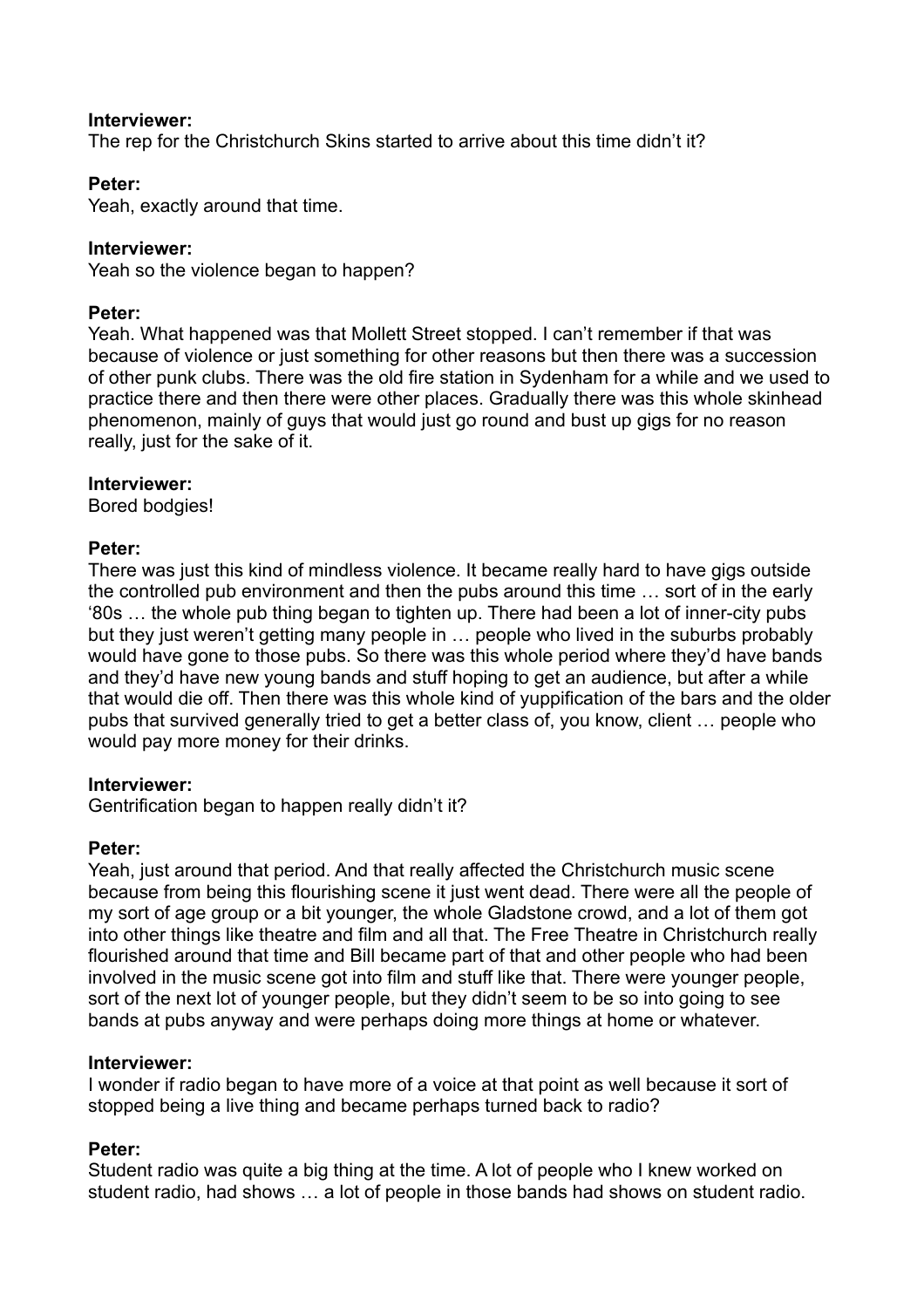**Interviewer:**
The rep for the Christchurch Skins started to arrive about this time didn't it?

**Peter:**
Yeah, exactly around that time.

**Interviewer:**
Yeah so the violence began to happen?

**Peter:**
Yeah. What happened was that Mollett Street stopped. I can't remember if that was because of violence or just something for other reasons but then there was a succession of other punk clubs. There was the old fire station in Sydenham for a while and we used to practice there and then there were other places. Gradually there was this whole skinhead phenomenon, mainly of guys that would just go round and bust up gigs for no reason really, just for the sake of it.

**Interviewer:**
Bored bodgies!

**Peter:**
There was just this kind of mindless violence. It became really hard to have gigs outside the controlled pub environment and then the pubs around this time … sort of in the early '80s … the whole pub thing began to tighten up. There had been a lot of inner-city pubs but they just weren't getting many people in … people who lived in the suburbs probably would have gone to those pubs. So there was this whole period where they'd have bands and they'd have new young bands and stuff hoping to get an audience, but after a while that would die off. Then there was this whole kind of yuppification of the bars and the older pubs that survived generally tried to get a better class of, you know, client … people who would pay more money for their drinks.

**Interviewer:**
Gentrification began to happen really didn't it?

**Peter:**
Yeah, just around that period. And that really affected the Christchurch music scene because from being this flourishing scene it just went dead. There were all the people of my sort of age group or a bit younger, the whole Gladstone crowd, and a lot of them got into other things like theatre and film and all that. The Free Theatre in Christchurch really flourished around that time and Bill became part of that and other people who had been involved in the music scene got into film and stuff like that. There were younger people, sort of the next lot of younger people, but they didn't seem to be so into going to see bands at pubs anyway and were perhaps doing more things at home or whatever.

**Interviewer:**
I wonder if radio began to have more of a voice at that point as well because it sort of stopped being a live thing and became perhaps turned back to radio?

**Peter:**
Student radio was quite a big thing at the time. A lot of people who I knew worked on student radio, had shows … a lot of people in those bands had shows on student radio.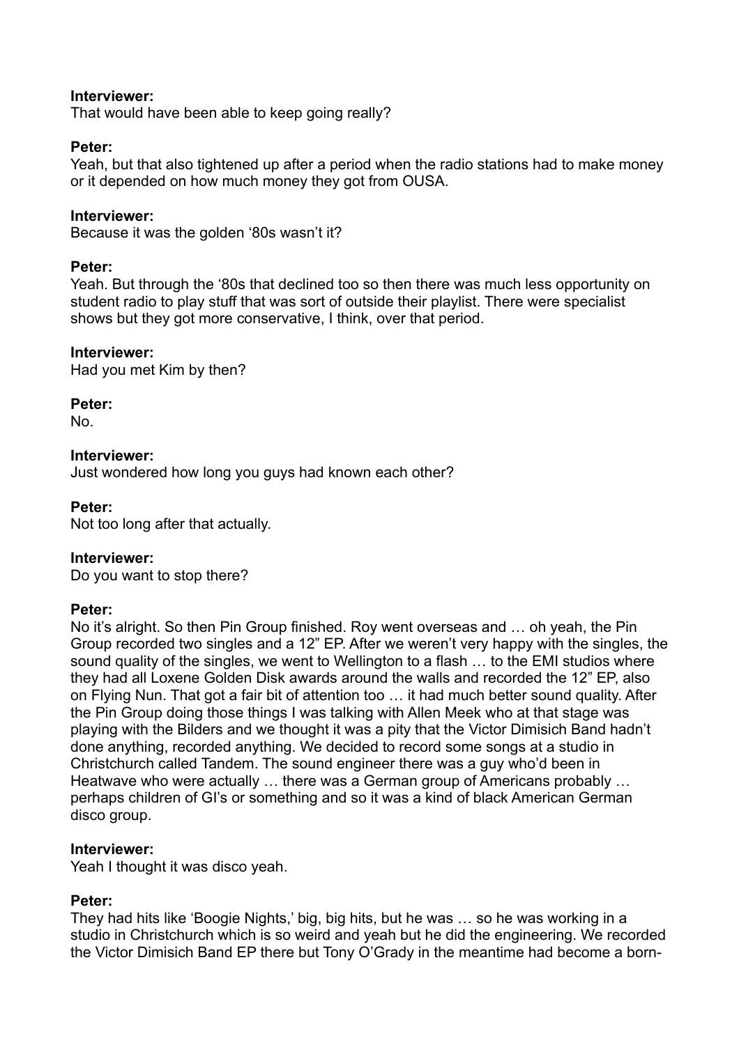**Interviewer:**
That would have been able to keep going really?

**Peter:**
Yeah, but that also tightened up after a period when the radio stations had to make money or it depended on how much money they got from OUSA.

**Interviewer:**
Because it was the golden '80s wasn't it?

**Peter:**
Yeah. But through the '80s that declined too so then there was much less opportunity on student radio to play stuff that was sort of outside their playlist. There were specialist shows but they got more conservative, I think, over that period.

**Interviewer:**
Had you met Kim by then?

**Peter:**
No.

**Interviewer:**
Just wondered how long you guys had known each other?

**Peter:**
Not too long after that actually.

**Interviewer:**
Do you want to stop there?

**Peter:**
No it's alright. So then Pin Group finished. Roy went overseas and … oh yeah, the Pin Group recorded two singles and a 12" EP. After we weren't very happy with the singles, the sound quality of the singles, we went to Wellington to a flash … to the EMI studios where they had all Loxene Golden Disk awards around the walls and recorded the 12" EP, also on Flying Nun. That got a fair bit of attention too … it had much better sound quality. After the Pin Group doing those things I was talking with Allen Meek who at that stage was playing with the Bilders and we thought it was a pity that the Victor Dimisich Band hadn't done anything, recorded anything. We decided to record some songs at a studio in Christchurch called Tandem. The sound engineer there was a guy who'd been in Heatwave who were actually … there was a German group of Americans probably … perhaps children of GI's or something and so it was a kind of black American German disco group.

**Interviewer:**
Yeah I thought it was disco yeah.

**Peter:**
They had hits like 'Boogie Nights,' big, big hits, but he was … so he was working in a studio in Christchurch which is so weird and yeah but he did the engineering. We recorded the Victor Dimisich Band EP there but Tony O'Grady in the meantime had become a born-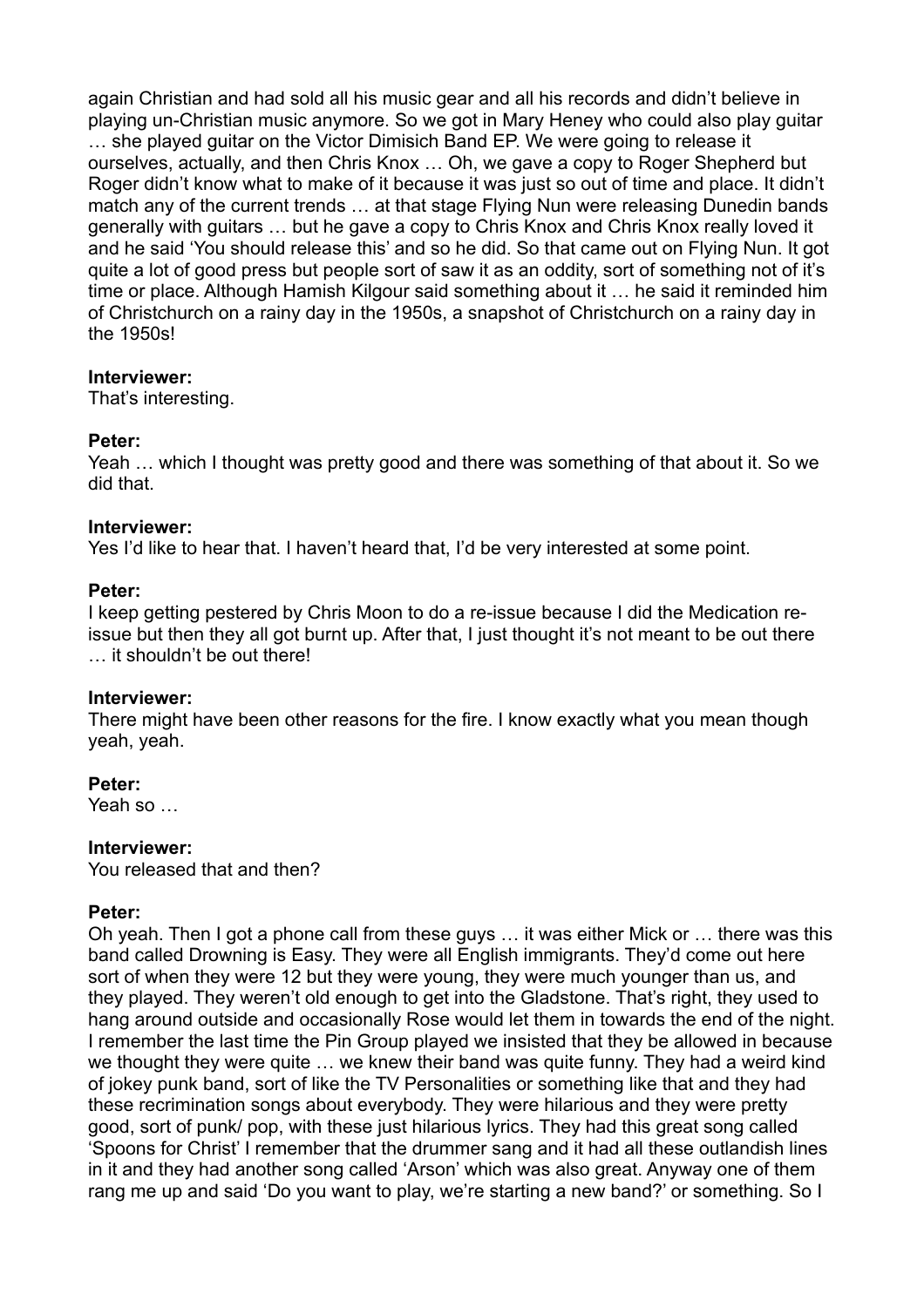again Christian and had sold all his music gear and all his records and didn't believe in playing un-Christian music anymore. So we got in Mary Heney who could also play guitar … she played guitar on the Victor Dimisich Band EP. We were going to release it ourselves, actually, and then Chris Knox … Oh, we gave a copy to Roger Shepherd but Roger didn't know what to make of it because it was just so out of time and place. It didn't match any of the current trends … at that stage Flying Nun were releasing Dunedin bands generally with guitars … but he gave a copy to Chris Knox and Chris Knox really loved it and he said 'You should release this' and so he did. So that came out on Flying Nun. It got quite a lot of good press but people sort of saw it as an oddity, sort of something not of it's time or place. Although Hamish Kilgour said something about it … he said it reminded him of Christchurch on a rainy day in the 1950s, a snapshot of Christchurch on a rainy day in the 1950s!

**Interviewer:**
That's interesting.

**Peter:**
Yeah … which I thought was pretty good and there was something of that about it. So we did that.

**Interviewer:**
Yes I'd like to hear that. I haven't heard that, I'd be very interested at some point.

**Peter:**
I keep getting pestered by Chris Moon to do a re-issue because I did the Medication re-issue but then they all got burnt up. After that, I just thought it's not meant to be out there … it shouldn't be out there!

**Interviewer:**
There might have been other reasons for the fire. I know exactly what you mean though yeah, yeah.

**Peter:**
Yeah so …

**Interviewer:**
You released that and then?

**Peter:**
Oh yeah. Then I got a phone call from these guys … it was either Mick or … there was this band called Drowning is Easy. They were all English immigrants. They'd come out here sort of when they were 12 but they were young, they were much younger than us, and they played. They weren't old enough to get into the Gladstone. That's right, they used to hang around outside and occasionally Rose would let them in towards the end of the night. I remember the last time the Pin Group played we insisted that they be allowed in because we thought they were quite … we knew their band was quite funny. They had a weird kind of jokey punk band, sort of like the TV Personalities or something like that and they had these recrimination songs about everybody. They were hilarious and they were pretty good, sort of punk/ pop, with these just hilarious lyrics. They had this great song called 'Spoons for Christ' I remember that the drummer sang and it had all these outlandish lines in it and they had another song called 'Arson' which was also great. Anyway one of them rang me up and said 'Do you want to play, we're starting a new band?' or something. So I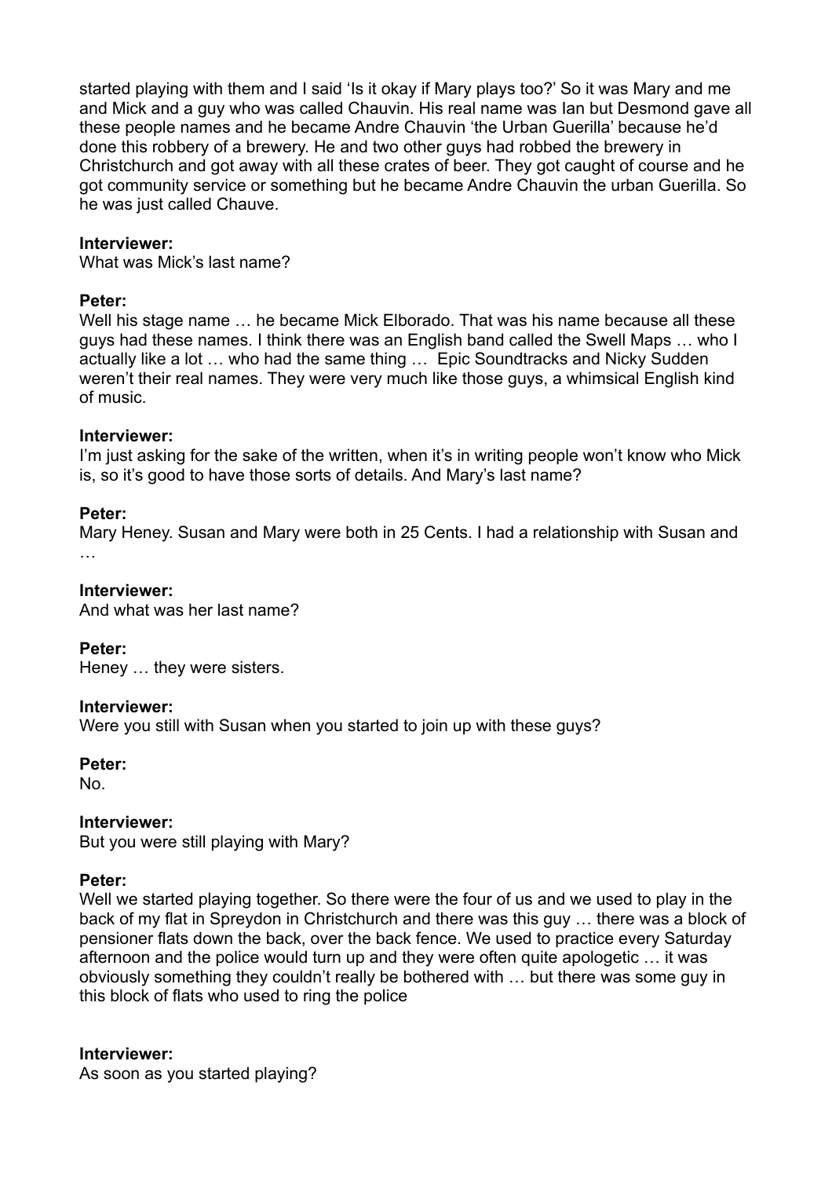started playing with them and I said 'Is it okay if Mary plays too?' So it was Mary and me and Mick and a guy who was called Chauvin. His real name was Ian but Desmond gave all these people names and he became Andre Chauvin 'the Urban Guerilla' because he'd done this robbery of a brewery. He and two other guys had robbed the brewery in Christchurch and got away with all these crates of beer. They got caught of course and he got community service or something but he became Andre Chauvin the urban Guerilla. So he was just called Chauve.

**Interviewer:**
What was Mick's last name?

**Peter:**
Well his stage name … he became Mick Elborado. That was his name because all these guys had these names. I think there was an English band called the Swell Maps … who I actually like a lot … who had the same thing … Epic Soundtracks and Nicky Sudden weren't their real names. They were very much like those guys, a whimsical English kind of music.

**Interviewer:**
I'm just asking for the sake of the written, when it's in writing people won't know who Mick is, so it's good to have those sorts of details. And Mary's last name?

**Peter:**
Mary Heney. Susan and Mary were both in 25 Cents. I had a relationship with Susan and …

**Interviewer:**
And what was her last name?

**Peter:**
Heney … they were sisters.

**Interviewer:**
Were you still with Susan when you started to join up with these guys?

**Peter:**
No.

**Interviewer:**
But you were still playing with Mary?

**Peter:**
Well we started playing together. So there were the four of us and we used to play in the back of my flat in Spreydon in Christchurch and there was this guy … there was a block of pensioner flats down the back, over the back fence. We used to practice every Saturday afternoon and the police would turn up and they were often quite apologetic … it was obviously something they couldn't really be bothered with … but there was some guy in this block of flats who used to ring the police

**Interviewer:**
As soon as you started playing?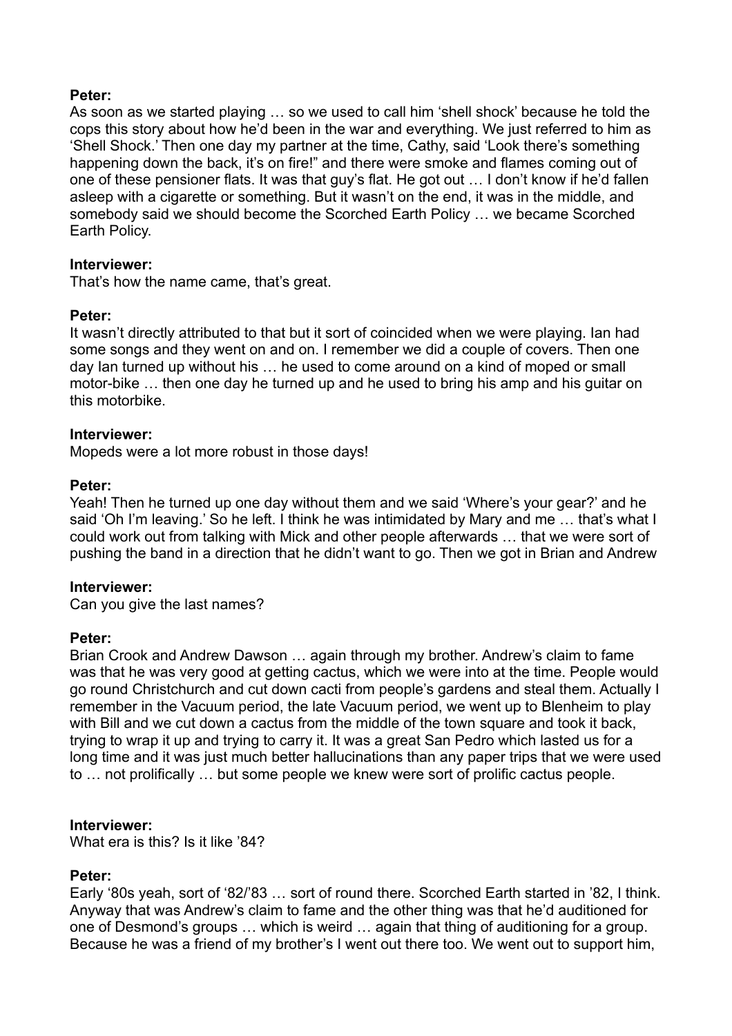**Peter:**
As soon as we started playing … so we used to call him 'shell shock' because he told the cops this story about how he'd been in the war and everything. We just referred to him as 'Shell Shock.' Then one day my partner at the time, Cathy, said 'Look there's something happening down the back, it's on fire!" and there were smoke and flames coming out of one of these pensioner flats. It was that guy's flat. He got out … I don't know if he'd fallen asleep with a cigarette or something. But it wasn't on the end, it was in the middle, and somebody said we should become the Scorched Earth Policy … we became Scorched Earth Policy.

**Interviewer:**
That's how the name came, that's great.

**Peter:**
It wasn't directly attributed to that but it sort of coincided when we were playing. Ian had some songs and they went on and on. I remember we did a couple of covers. Then one day Ian turned up without his … he used to come around on a kind of moped or small motor-bike … then one day he turned up and he used to bring his amp and his guitar on this motorbike.

**Interviewer:**
Mopeds were a lot more robust in those days!

**Peter:**
Yeah! Then he turned up one day without them and we said 'Where's your gear?' and he said 'Oh I'm leaving.' So he left. I think he was intimidated by Mary and me … that's what I could work out from talking with Mick and other people afterwards … that we were sort of pushing the band in a direction that he didn't want to go. Then we got in Brian and Andrew

**Interviewer:**
Can you give the last names?

**Peter:**
Brian Crook and Andrew Dawson … again through my brother. Andrew's claim to fame was that he was very good at getting cactus, which we were into at the time. People would go round Christchurch and cut down cacti from people's gardens and steal them. Actually I remember in the Vacuum period, the late Vacuum period, we went up to Blenheim to play with Bill and we cut down a cactus from the middle of the town square and took it back, trying to wrap it up and trying to carry it. It was a great San Pedro which lasted us for a long time and it was just much better hallucinations than any paper trips that we were used to … not prolifically … but some people we knew were sort of prolific cactus people.

**Interviewer:**
What era is this? Is it like '84?

**Peter:**
Early '80s yeah, sort of '82/'83 … sort of round there. Scorched Earth started in '82, I think. Anyway that was Andrew's claim to fame and the other thing was that he'd auditioned for one of Desmond's groups … which is weird … again that thing of auditioning for a group. Because he was a friend of my brother's I went out there too. We went out to support him,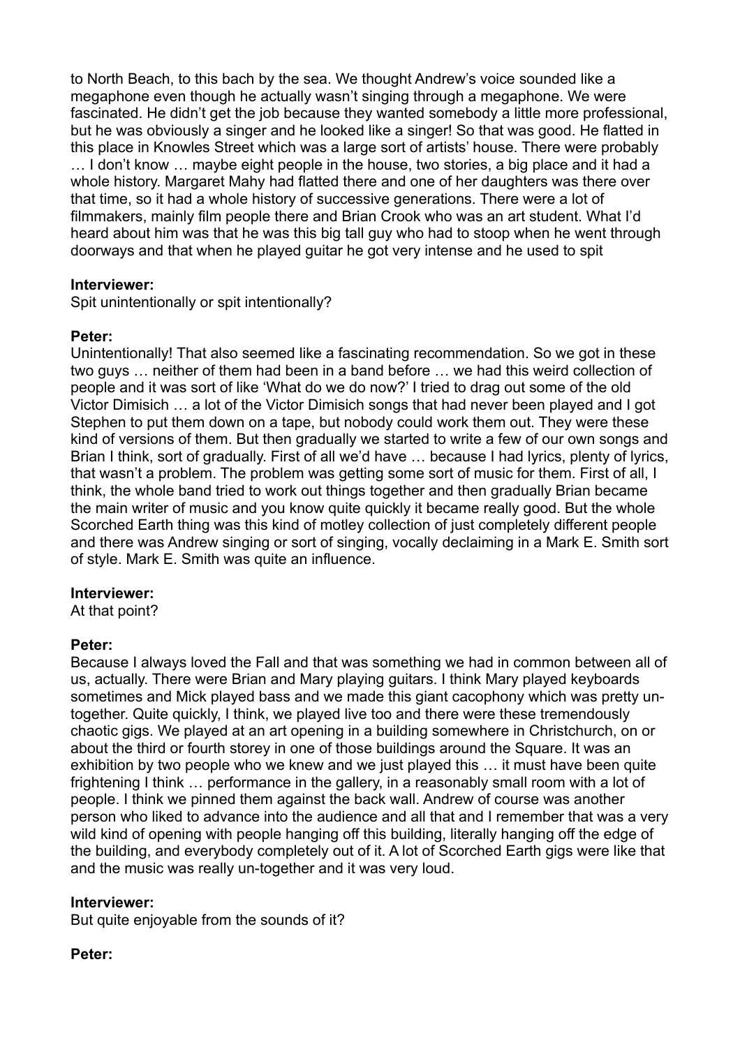to North Beach, to this bach by the sea. We thought Andrew's voice sounded like a megaphone even though he actually wasn't singing through a megaphone. We were fascinated. He didn't get the job because they wanted somebody a little more professional, but he was obviously a singer and he looked like a singer! So that was good. He flatted in this place in Knowles Street which was a large sort of artists' house. There were probably … I don't know … maybe eight people in the house, two stories, a big place and it had a whole history. Margaret Mahy had flatted there and one of her daughters was there over that time, so it had a whole history of successive generations. There were a lot of filmmakers, mainly film people there and Brian Crook who was an art student. What I'd heard about him was that he was this big tall guy who had to stoop when he went through doorways and that when he played guitar he got very intense and he used to spit

**Interviewer:**
Spit unintentionally or spit intentionally?

**Peter:**
Unintentionally! That also seemed like a fascinating recommendation. So we got in these two guys … neither of them had been in a band before … we had this weird collection of people and it was sort of like 'What do we do now?' I tried to drag out some of the old Victor Dimisich … a lot of the Victor Dimisich songs that had never been played and I got Stephen to put them down on a tape, but nobody could work them out. They were these kind of versions of them. But then gradually we started to write a few of our own songs and Brian I think, sort of gradually. First of all we'd have … because I had lyrics, plenty of lyrics, that wasn't a problem. The problem was getting some sort of music for them. First of all, I think, the whole band tried to work out things together and then gradually Brian became the main writer of music and you know quite quickly it became really good. But the whole Scorched Earth thing was this kind of motley collection of just completely different people and there was Andrew singing or sort of singing, vocally declaiming in a Mark E. Smith sort of style. Mark E. Smith was quite an influence.

**Interviewer:**
At that point?

**Peter:**
Because I always loved the Fall and that was something we had in common between all of us, actually. There were Brian and Mary playing guitars. I think Mary played keyboards sometimes and Mick played bass and we made this giant cacophony which was pretty un-together. Quite quickly, I think, we played live too and there were these tremendously chaotic gigs. We played at an art opening in a building somewhere in Christchurch, on or about the third or fourth storey in one of those buildings around the Square. It was an exhibition by two people who we knew and we just played this … it must have been quite frightening I think … performance in the gallery, in a reasonably small room with a lot of people. I think we pinned them against the back wall. Andrew of course was another person who liked to advance into the audience and all that and I remember that was a very wild kind of opening with people hanging off this building, literally hanging off the edge of the building, and everybody completely out of it. A lot of Scorched Earth gigs were like that and the music was really un-together and it was very loud.

**Interviewer:**
But quite enjoyable from the sounds of it?

**Peter:**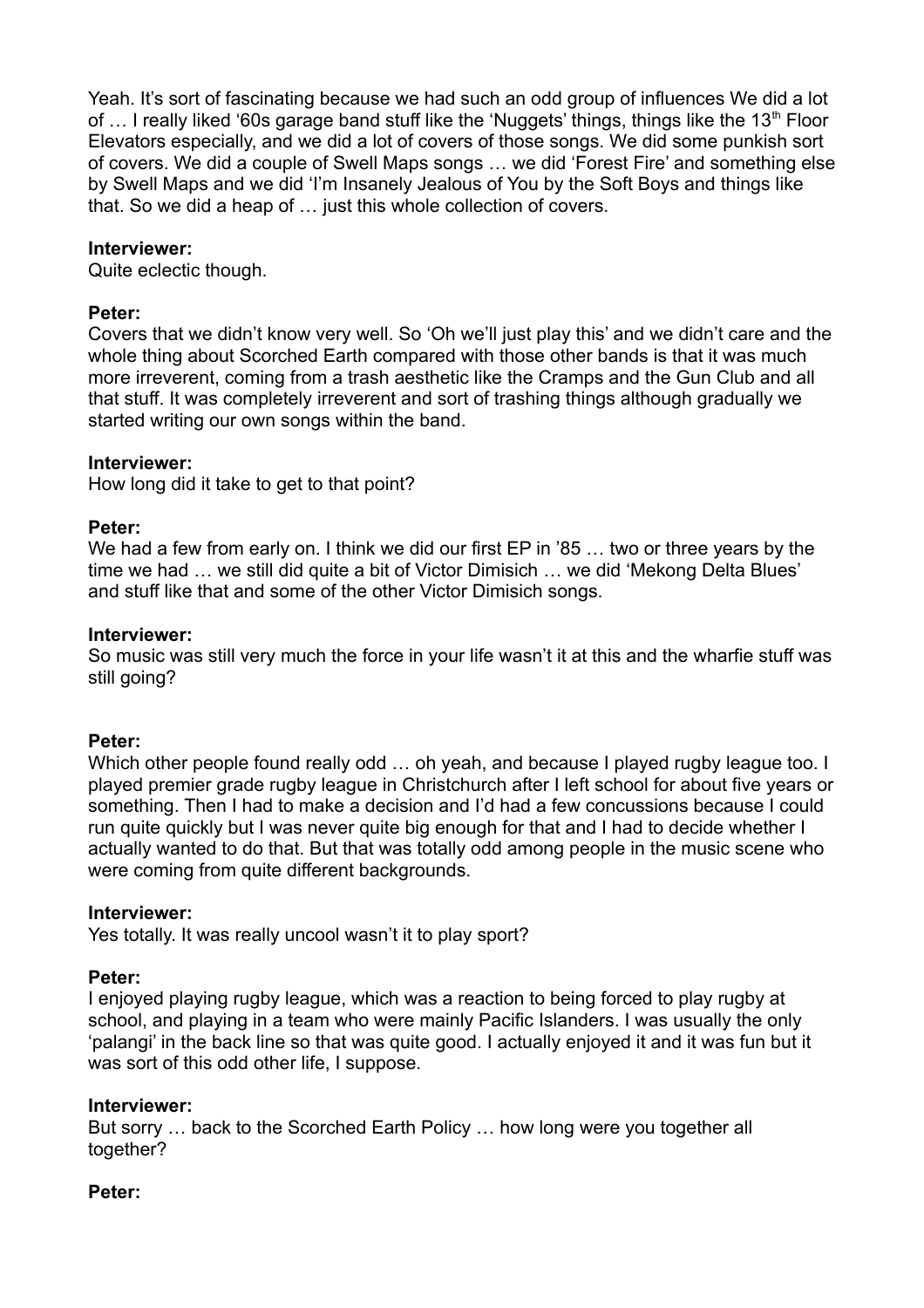Yeah. It's sort of fascinating because we had such an odd group of influences We did a lot of … I really liked '60s garage band stuff like the 'Nuggets' things, things like the 13th Floor Elevators especially, and we did a lot of covers of those songs. We did some punkish sort of covers. We did a couple of Swell Maps songs … we did 'Forest Fire' and something else by Swell Maps and we did 'I'm Insanely Jealous of You by the Soft Boys and things like that. So we did a heap of … just this whole collection of covers.

**Interviewer:**
Quite eclectic though.

**Peter:**
Covers that we didn't know very well. So 'Oh we'll just play this' and we didn't care and the whole thing about Scorched Earth compared with those other bands is that it was much more irreverent, coming from a trash aesthetic like the Cramps and the Gun Club and all that stuff. It was completely irreverent and sort of trashing things although gradually we started writing our own songs within the band.

**Interviewer:**
How long did it take to get to that point?

**Peter:**
We had a few from early on. I think we did our first EP in '85 … two or three years by the time we had … we still did quite a bit of Victor Dimisich … we did 'Mekong Delta Blues' and stuff like that and some of the other Victor Dimisich songs.

**Interviewer:**
So music was still very much the force in your life wasn't it at this and the wharfie stuff was still going?

**Peter:**
Which other people found really odd … oh yeah, and because I played rugby league too. I played premier grade rugby league in Christchurch after I left school for about five years or something. Then I had to make a decision and I'd had a few concussions because I could run quite quickly but I was never quite big enough for that and I had to decide whether I actually wanted to do that. But that was totally odd among people in the music scene who were coming from quite different backgrounds.

**Interviewer:**
Yes totally. It was really uncool wasn't it to play sport?

**Peter:**
I enjoyed playing rugby league, which was a reaction to being forced to play rugby at school, and playing in a team who were mainly Pacific Islanders. I was usually the only 'palangi' in the back line so that was quite good. I actually enjoyed it and it was fun but it was sort of this odd other life, I suppose.

**Interviewer:**
But sorry … back to the Scorched Earth Policy … how long were you together all together?

**Peter:**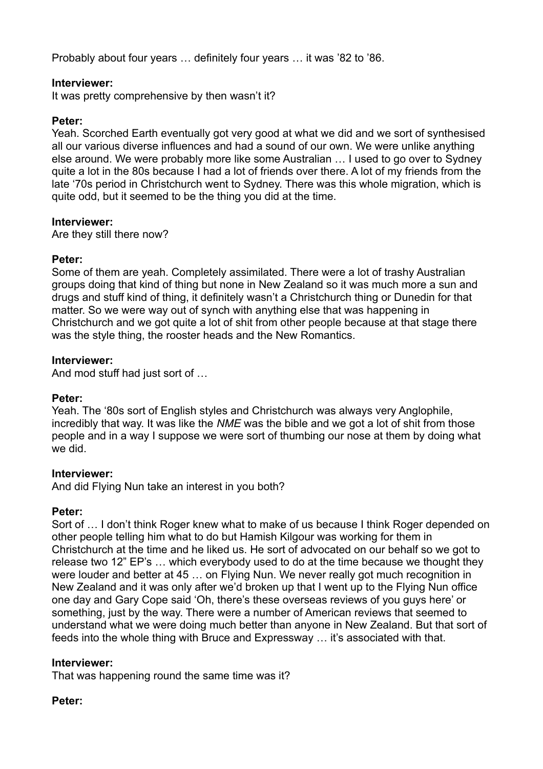Probably about four years … definitely four years … it was '82 to '86.

**Interviewer:**
It was pretty comprehensive by then wasn't it?

**Peter:**
Yeah. Scorched Earth eventually got very good at what we did and we sort of synthesised all our various diverse influences and had a sound of our own. We were unlike anything else around. We were probably more like some Australian … I used to go over to Sydney quite a lot in the 80s because I had a lot of friends over there. A lot of my friends from the late '70s period in Christchurch went to Sydney. There was this whole migration, which is quite odd, but it seemed to be the thing you did at the time.

**Interviewer:**
Are they still there now?

**Peter:**
Some of them are yeah. Completely assimilated. There were a lot of trashy Australian groups doing that kind of thing but none in New Zealand so it was much more a sun and drugs and stuff kind of thing, it definitely wasn't a Christchurch thing or Dunedin for that matter. So we were way out of synch with anything else that was happening in Christchurch and we got quite a lot of shit from other people because at that stage there was the style thing, the rooster heads and the New Romantics.

**Interviewer:**
And mod stuff had just sort of …

**Peter:**
Yeah. The '80s sort of English styles and Christchurch was always very Anglophile, incredibly that way. It was like the *NME* was the bible and we got a lot of shit from those people and in a way I suppose we were sort of thumbing our nose at them by doing what we did.

**Interviewer:**
And did Flying Nun take an interest in you both?

**Peter:**
Sort of … I don't think Roger knew what to make of us because I think Roger depended on other people telling him what to do but Hamish Kilgour was working for them in Christchurch at the time and he liked us. He sort of advocated on our behalf so we got to release two 12" EP's … which everybody used to do at the time because we thought they were louder and better at 45 … on Flying Nun. We never really got much recognition in New Zealand and it was only after we'd broken up that I went up to the Flying Nun office one day and Gary Cope said 'Oh, there's these overseas reviews of you guys here' or something, just by the way. There were a number of American reviews that seemed to understand what we were doing much better than anyone in New Zealand. But that sort of feeds into the whole thing with Bruce and Expressway … it's associated with that.

**Interviewer:**
That was happening round the same time was it?

**Peter:**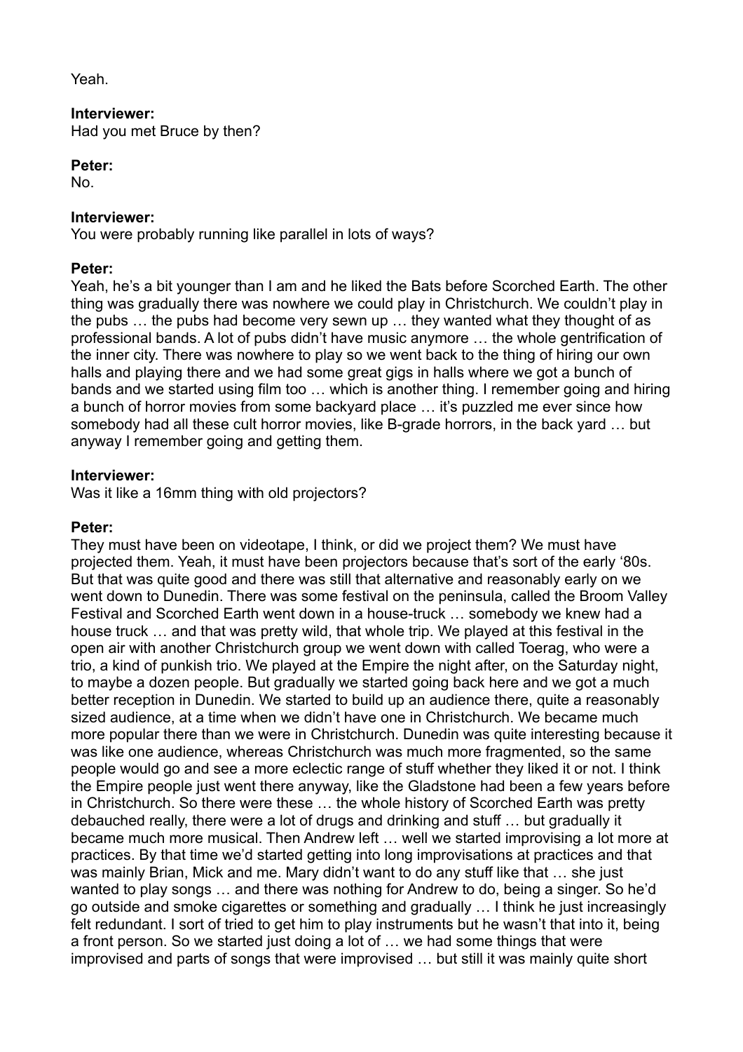Yeah.

**Interviewer:**
Had you met Bruce by then?

**Peter:**
No.

**Interviewer:**
You were probably running like parallel in lots of ways?

**Peter:**
Yeah, he's a bit younger than I am and he liked the Bats before Scorched Earth. The other thing was gradually there was nowhere we could play in Christchurch. We couldn't play in the pubs … the pubs had become very sewn up … they wanted what they thought of as professional bands. A lot of pubs didn't have music anymore … the whole gentrification of the inner city. There was nowhere to play so we went back to the thing of hiring our own halls and playing there and we had some great gigs in halls where we got a bunch of bands and we started using film too … which is another thing. I remember going and hiring a bunch of horror movies from some backyard place … it's puzzled me ever since how somebody had all these cult horror movies, like B-grade horrors, in the back yard … but anyway I remember going and getting them.

**Interviewer:**
Was it like a 16mm thing with old projectors?

**Peter:**
They must have been on videotape, I think, or did we project them? We must have projected them. Yeah, it must have been projectors because that's sort of the early '80s. But that was quite good and there was still that alternative and reasonably early on we went down to Dunedin. There was some festival on the peninsula, called the Broom Valley Festival and Scorched Earth went down in a house-truck … somebody we knew had a house truck … and that was pretty wild, that whole trip. We played at this festival in the open air with another Christchurch group we went down with called Toerag, who were a trio, a kind of punkish trio. We played at the Empire the night after, on the Saturday night, to maybe a dozen people. But gradually we started going back here and we got a much better reception in Dunedin. We started to build up an audience there, quite a reasonably sized audience, at a time when we didn't have one in Christchurch. We became much more popular there than we were in Christchurch. Dunedin was quite interesting because it was like one audience, whereas Christchurch was much more fragmented, so the same people would go and see a more eclectic range of stuff whether they liked it or not. I think the Empire people just went there anyway, like the Gladstone had been a few years before in Christchurch. So there were these … the whole history of Scorched Earth was pretty debauched really, there were a lot of drugs and drinking and stuff … but gradually it became much more musical. Then Andrew left … well we started improvising a lot more at practices. By that time we'd started getting into long improvisations at practices and that was mainly Brian, Mick and me. Mary didn't want to do any stuff like that … she just wanted to play songs … and there was nothing for Andrew to do, being a singer. So he'd go outside and smoke cigarettes or something and gradually … I think he just increasingly felt redundant. I sort of tried to get him to play instruments but he wasn't that into it, being a front person. So we started just doing a lot of … we had some things that were improvised and parts of songs that were improvised … but still it was mainly quite short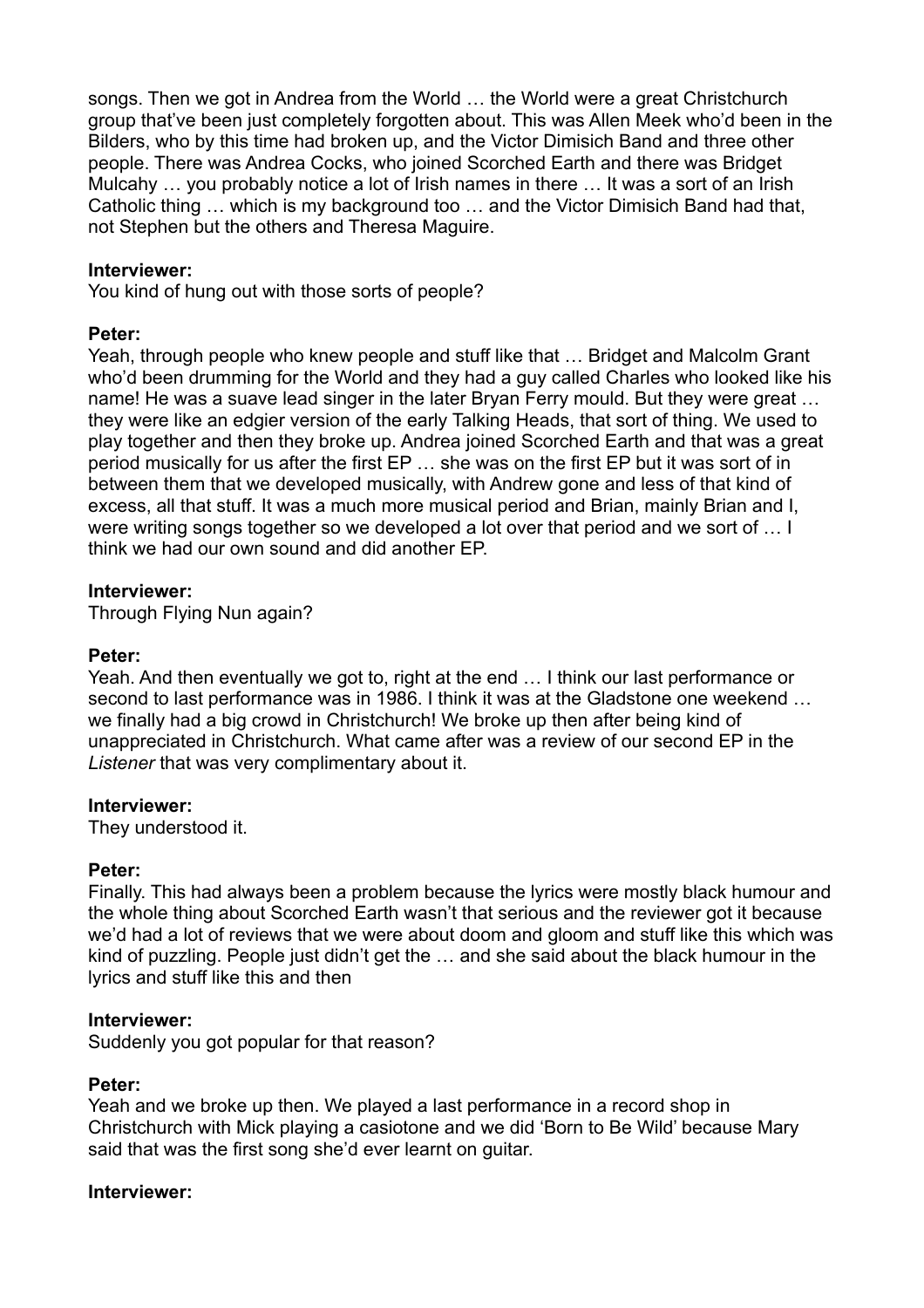songs. Then we got in Andrea from the World … the World were a great Christchurch group that've been just completely forgotten about. This was Allen Meek who'd been in the Bilders, who by this time had broken up, and the Victor Dimisich Band and three other people. There was Andrea Cocks, who joined Scorched Earth and there was Bridget Mulcahy … you probably notice a lot of Irish names in there … It was a sort of an Irish Catholic thing … which is my background too … and the Victor Dimisich Band had that, not Stephen but the others and Theresa Maguire.

**Interviewer:**
You kind of hung out with those sorts of people?

**Peter:**
Yeah, through people who knew people and stuff like that … Bridget and Malcolm Grant who'd been drumming for the World and they had a guy called Charles who looked like his name! He was a suave lead singer in the later Bryan Ferry mould. But they were great … they were like an edgier version of the early Talking Heads, that sort of thing. We used to play together and then they broke up. Andrea joined Scorched Earth and that was a great period musically for us after the first EP … she was on the first EP but it was sort of in between them that we developed musically, with Andrew gone and less of that kind of excess, all that stuff. It was a much more musical period and Brian, mainly Brian and I, were writing songs together so we developed a lot over that period and we sort of … I think we had our own sound and did another EP.

**Interviewer:**
Through Flying Nun again?

**Peter:**
Yeah. And then eventually we got to, right at the end … I think our last performance or second to last performance was in 1986. I think it was at the Gladstone one weekend … we finally had a big crowd in Christchurch! We broke up then after being kind of unappreciated in Christchurch. What came after was a review of our second EP in the *Listener* that was very complimentary about it.

**Interviewer:**
They understood it.

**Peter:**
Finally. This had always been a problem because the lyrics were mostly black humour and the whole thing about Scorched Earth wasn't that serious and the reviewer got it because we'd had a lot of reviews that we were about doom and gloom and stuff like this which was kind of puzzling. People just didn't get the … and she said about the black humour in the lyrics and stuff like this and then

**Interviewer:**
Suddenly you got popular for that reason?

**Peter:**
Yeah and we broke up then. We played a last performance in a record shop in Christchurch with Mick playing a casiotone and we did 'Born to Be Wild' because Mary said that was the first song she'd ever learnt on guitar.

**Interviewer:**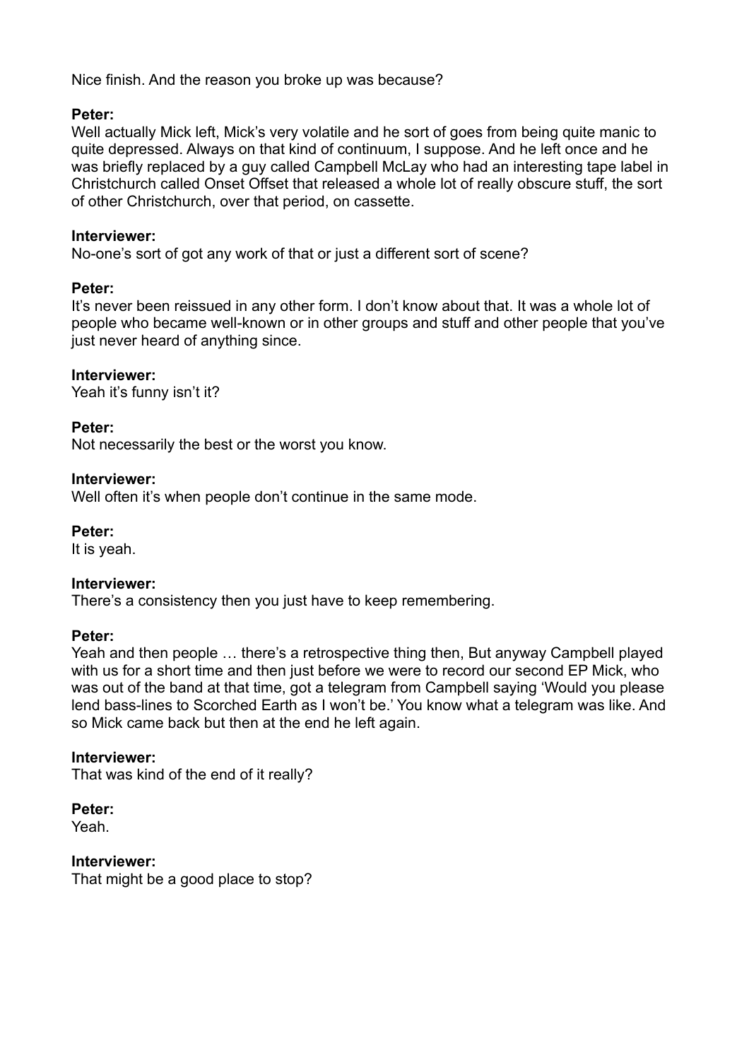Nice finish. And the reason you broke up was because?

**Peter:**
Well actually Mick left, Mick's very volatile and he sort of goes from being quite manic to quite depressed. Always on that kind of continuum, I suppose. And he left once and he was briefly replaced by a guy called Campbell McLay who had an interesting tape label in Christchurch called Onset Offset that released a whole lot of really obscure stuff, the sort of other Christchurch, over that period, on cassette.

**Interviewer:**
No-one's sort of got any work of that or just a different sort of scene?

**Peter:**
It's never been reissued in any other form. I don't know about that. It was a whole lot of people who became well-known or in other groups and stuff and other people that you've just never heard of anything since.

**Interviewer:**
Yeah it's funny isn't it?

**Peter:**
Not necessarily the best or the worst you know.

**Interviewer:**
Well often it's when people don't continue in the same mode.

**Peter:**
It is yeah.

**Interviewer:**
There's a consistency then you just have to keep remembering.

**Peter:**
Yeah and then people … there's a retrospective thing then, But anyway Campbell played with us for a short time and then just before we were to record our second EP Mick, who was out of the band at that time, got a telegram from Campbell saying 'Would you please lend bass-lines to Scorched Earth as I won't be.' You know what a telegram was like. And so Mick came back but then at the end he left again.

**Interviewer:**
That was kind of the end of it really?

**Peter:**
Yeah.

**Interviewer:**
That might be a good place to stop?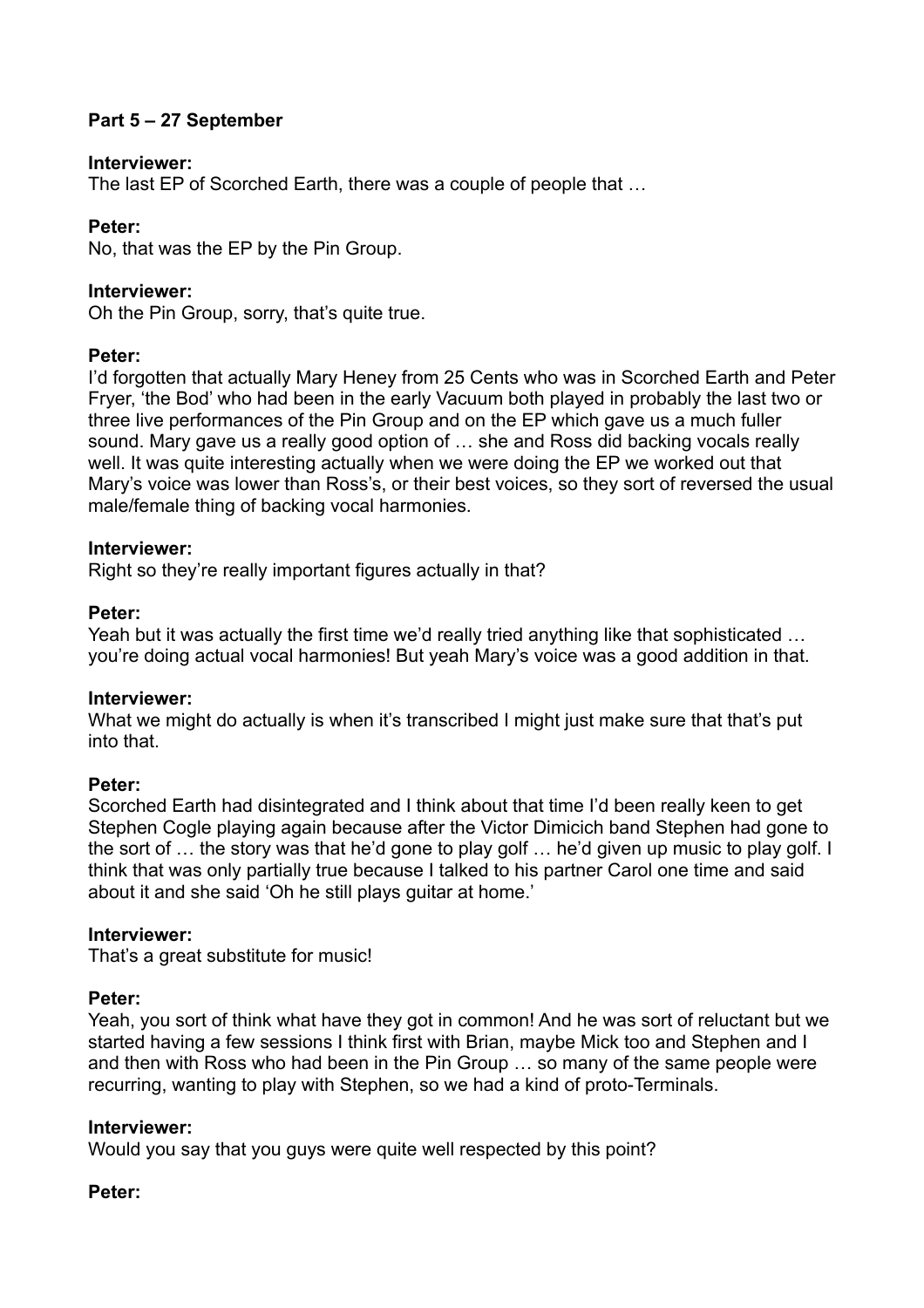**Part 5 – 27 September**

**Interviewer:**
The last EP of Scorched Earth, there was a couple of people that …

**Peter:**
No, that was the EP by the Pin Group.

**Interviewer:**
Oh the Pin Group, sorry, that's quite true.

**Peter:**
I'd forgotten that actually Mary Heney from 25 Cents who was in Scorched Earth and Peter Fryer, 'the Bod' who had been in the early Vacuum both played in probably the last two or three live performances of the Pin Group and on the EP which gave us a much fuller sound. Mary gave us a really good option of … she and Ross did backing vocals really well. It was quite interesting actually when we were doing the EP we worked out that Mary's voice was lower than Ross's, or their best voices, so they sort of reversed the usual male/female thing of backing vocal harmonies.

**Interviewer:**
Right so they're really important figures actually in that?

**Peter:**
Yeah but it was actually the first time we'd really tried anything like that sophisticated … you're doing actual vocal harmonies! But yeah Mary's voice was a good addition in that.

**Interviewer:**
What we might do actually is when it's transcribed I might just make sure that that's put into that.

**Peter:**
Scorched Earth had disintegrated and I think about that time I'd been really keen to get Stephen Cogle playing again because after the Victor Dimicich band Stephen had gone to the sort of … the story was that he'd gone to play golf … he'd given up music to play golf. I think that was only partially true because I talked to his partner Carol one time and said about it and she said 'Oh he still plays guitar at home.'

**Interviewer:**
That's a great substitute for music!

**Peter:**
Yeah, you sort of think what have they got in common! And he was sort of reluctant but we started having a few sessions I think first with Brian, maybe Mick too and Stephen and I and then with Ross who had been in the Pin Group … so many of the same people were recurring, wanting to play with Stephen, so we had a kind of proto-Terminals.

**Interviewer:**
Would you say that you guys were quite well respected by this point?

**Peter:**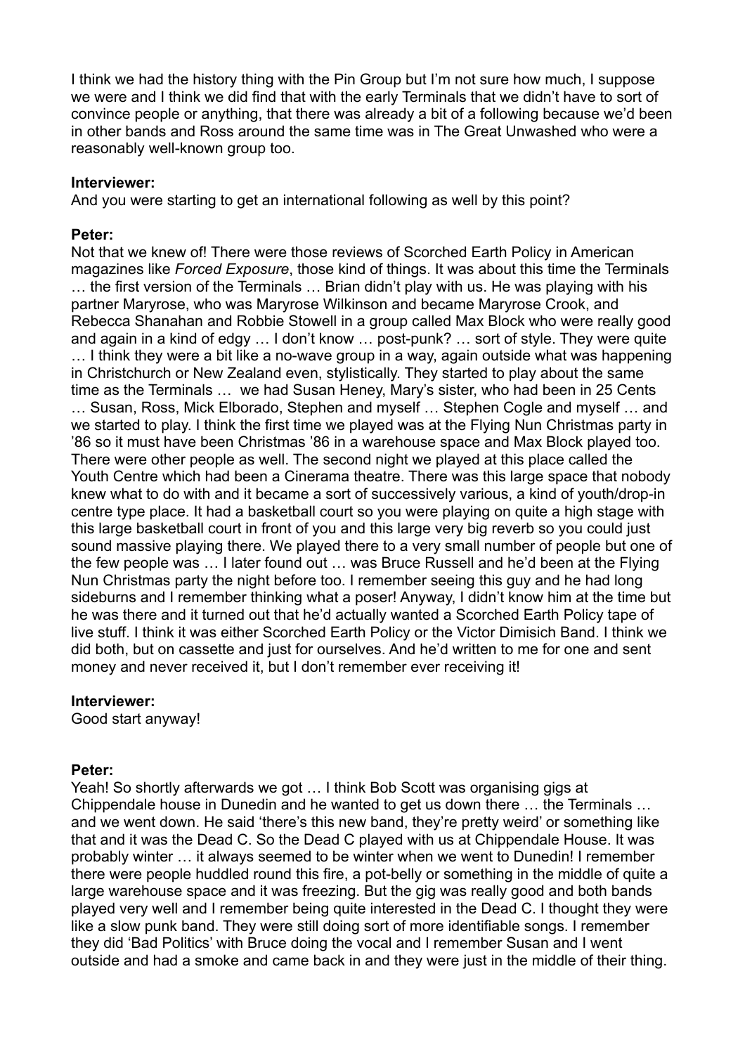I think we had the history thing with the Pin Group but I'm not sure how much, I suppose we were and I think we did find that with the early Terminals that we didn't have to sort of convince people or anything, that there was already a bit of a following because we'd been in other bands and Ross around the same time was in The Great Unwashed who were a reasonably well-known group too.

**Interviewer:**
And you were starting to get an international following as well by this point?

**Peter:**
Not that we knew of! There were those reviews of Scorched Earth Policy in American magazines like *Forced Exposure*, those kind of things. It was about this time the Terminals … the first version of the Terminals … Brian didn't play with us. He was playing with his partner Maryrose, who was Maryrose Wilkinson and became Maryrose Crook, and Rebecca Shanahan and Robbie Stowell in a group called Max Block who were really good and again in a kind of edgy … I don't know … post-punk? … sort of style. They were quite … I think they were a bit like a no-wave group in a way, again outside what was happening in Christchurch or New Zealand even, stylistically. They started to play about the same time as the Terminals … we had Susan Heney, Mary's sister, who had been in 25 Cents … Susan, Ross, Mick Elborado, Stephen and myself … Stephen Cogle and myself … and we started to play. I think the first time we played was at the Flying Nun Christmas party in '86 so it must have been Christmas '86 in a warehouse space and Max Block played too. There were other people as well. The second night we played at this place called the Youth Centre which had been a Cinerama theatre. There was this large space that nobody knew what to do with and it became a sort of successively various, a kind of youth/drop-in centre type place. It had a basketball court so you were playing on quite a high stage with this large basketball court in front of you and this large very big reverb so you could just sound massive playing there. We played there to a very small number of people but one of the few people was … I later found out … was Bruce Russell and he'd been at the Flying Nun Christmas party the night before too. I remember seeing this guy and he had long sideburns and I remember thinking what a poser! Anyway, I didn't know him at the time but he was there and it turned out that he'd actually wanted a Scorched Earth Policy tape of live stuff. I think it was either Scorched Earth Policy or the Victor Dimisich Band. I think we did both, but on cassette and just for ourselves. And he'd written to me for one and sent money and never received it, but I don't remember ever receiving it!

**Interviewer:**
Good start anyway!

**Peter:**
Yeah! So shortly afterwards we got … I think Bob Scott was organising gigs at Chippendale house in Dunedin and he wanted to get us down there … the Terminals … and we went down. He said 'there's this new band, they're pretty weird' or something like that and it was the Dead C. So the Dead C played with us at Chippendale House. It was probably winter … it always seemed to be winter when we went to Dunedin! I remember there were people huddled round this fire, a pot-belly or something in the middle of quite a large warehouse space and it was freezing. But the gig was really good and both bands played very well and I remember being quite interested in the Dead C. I thought they were like a slow punk band. They were still doing sort of more identifiable songs. I remember they did 'Bad Politics' with Bruce doing the vocal and I remember Susan and I went outside and had a smoke and came back in and they were just in the middle of their thing.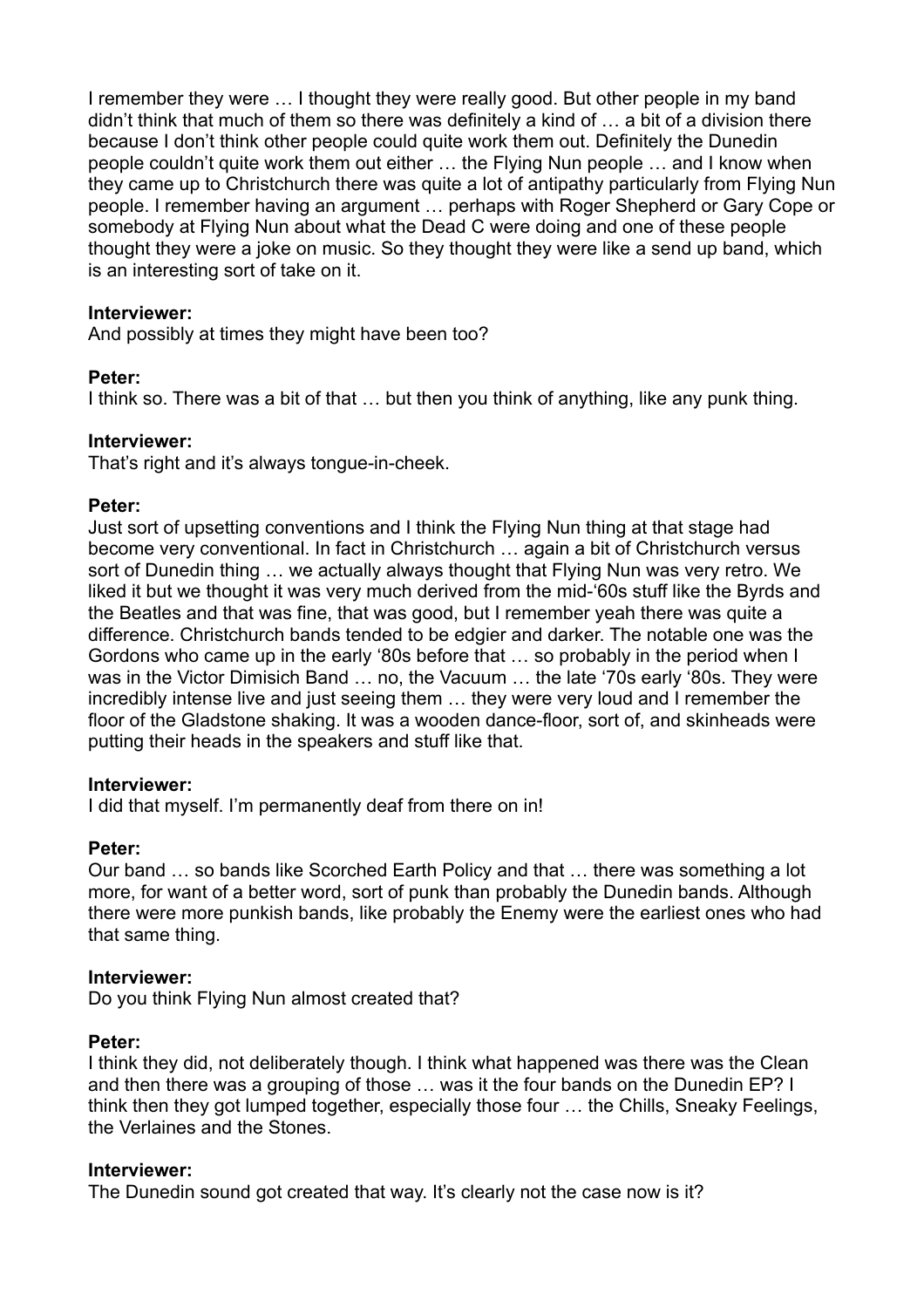I remember they were … I thought they were really good. But other people in my band didn't think that much of them so there was definitely a kind of … a bit of a division there because I don't think other people could quite work them out. Definitely the Dunedin people couldn't quite work them out either … the Flying Nun people … and I know when they came up to Christchurch there was quite a lot of antipathy particularly from Flying Nun people. I remember having an argument … perhaps with Roger Shepherd or Gary Cope or somebody at Flying Nun about what the Dead C were doing and one of these people thought they were a joke on music. So they thought they were like a send up band, which is an interesting sort of take on it.

**Interviewer:**
And possibly at times they might have been too?

**Peter:**
I think so. There was a bit of that … but then you think of anything, like any punk thing.

**Interviewer:**
That's right and it's always tongue-in-cheek.

**Peter:**
Just sort of upsetting conventions and I think the Flying Nun thing at that stage had become very conventional. In fact in Christchurch … again a bit of Christchurch versus sort of Dunedin thing … we actually always thought that Flying Nun was very retro. We liked it but we thought it was very much derived from the mid-'60s stuff like the Byrds and the Beatles and that was fine, that was good, but I remember yeah there was quite a difference. Christchurch bands tended to be edgier and darker. The notable one was the Gordons who came up in the early '80s before that … so probably in the period when I was in the Victor Dimisich Band … no, the Vacuum … the late '70s early '80s. They were incredibly intense live and just seeing them … they were very loud and I remember the floor of the Gladstone shaking. It was a wooden dance-floor, sort of, and skinheads were putting their heads in the speakers and stuff like that.

**Interviewer:**
I did that myself. I'm permanently deaf from there on in!

**Peter:**
Our band … so bands like Scorched Earth Policy and that … there was something a lot more, for want of a better word, sort of punk than probably the Dunedin bands. Although there were more punkish bands, like probably the Enemy were the earliest ones who had that same thing.

**Interviewer:**
Do you think Flying Nun almost created that?

**Peter:**
I think they did, not deliberately though. I think what happened was there was the Clean and then there was a grouping of those … was it the four bands on the Dunedin EP? I think then they got lumped together, especially those four … the Chills, Sneaky Feelings, the Verlaines and the Stones.

**Interviewer:**
The Dunedin sound got created that way. It's clearly not the case now is it?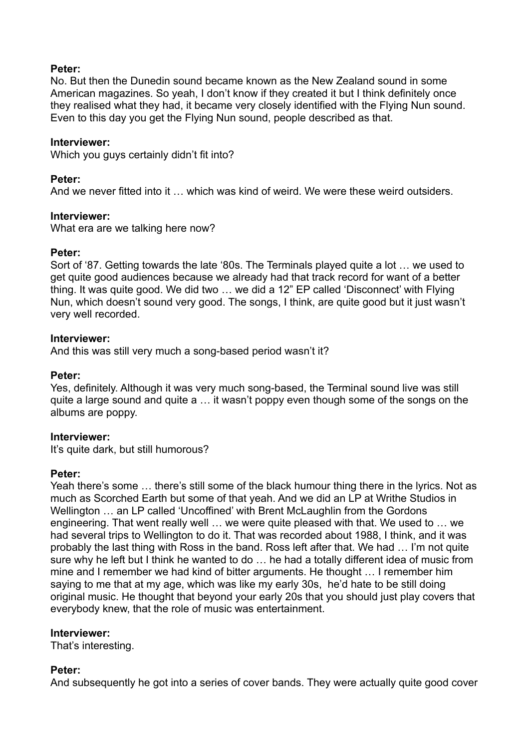**Peter:**
No. But then the Dunedin sound became known as the New Zealand sound in some American magazines. So yeah, I don't know if they created it but I think definitely once they realised what they had, it became very closely identified with the Flying Nun sound. Even to this day you get the Flying Nun sound, people described as that.

**Interviewer:**
Which you guys certainly didn't fit into?

**Peter:**
And we never fitted into it … which was kind of weird. We were these weird outsiders.

**Interviewer:**
What era are we talking here now?

**Peter:**
Sort of '87. Getting towards the late '80s. The Terminals played quite a lot … we used to get quite good audiences because we already had that track record for want of a better thing. It was quite good. We did two … we did a 12" EP called 'Disconnect' with Flying Nun, which doesn't sound very good. The songs, I think, are quite good but it just wasn't very well recorded.

**Interviewer:**
And this was still very much a song-based period wasn't it?

**Peter:**
Yes, definitely. Although it was very much song-based, the Terminal sound live was still quite a large sound and quite a … it wasn't poppy even though some of the songs on the albums are poppy.

**Interviewer:**
It's quite dark, but still humorous?

**Peter:**
Yeah there's some … there's still some of the black humour thing there in the lyrics. Not as much as Scorched Earth but some of that yeah. And we did an LP at Writhe Studios in Wellington … an LP called 'Uncoffined' with Brent McLaughlin from the Gordons engineering. That went really well … we were quite pleased with that. We used to … we had several trips to Wellington to do it. That was recorded about 1988, I think, and it was probably the last thing with Ross in the band. Ross left after that. We had … I'm not quite sure why he left but I think he wanted to do … he had a totally different idea of music from mine and I remember we had kind of bitter arguments. He thought … I remember him saying to me that at my age, which was like my early 30s, he'd hate to be still doing original music. He thought that beyond your early 20s that you should just play covers that everybody knew, that the role of music was entertainment.

**Interviewer:**
That's interesting.

**Peter:**
And subsequently he got into a series of cover bands. They were actually quite good cover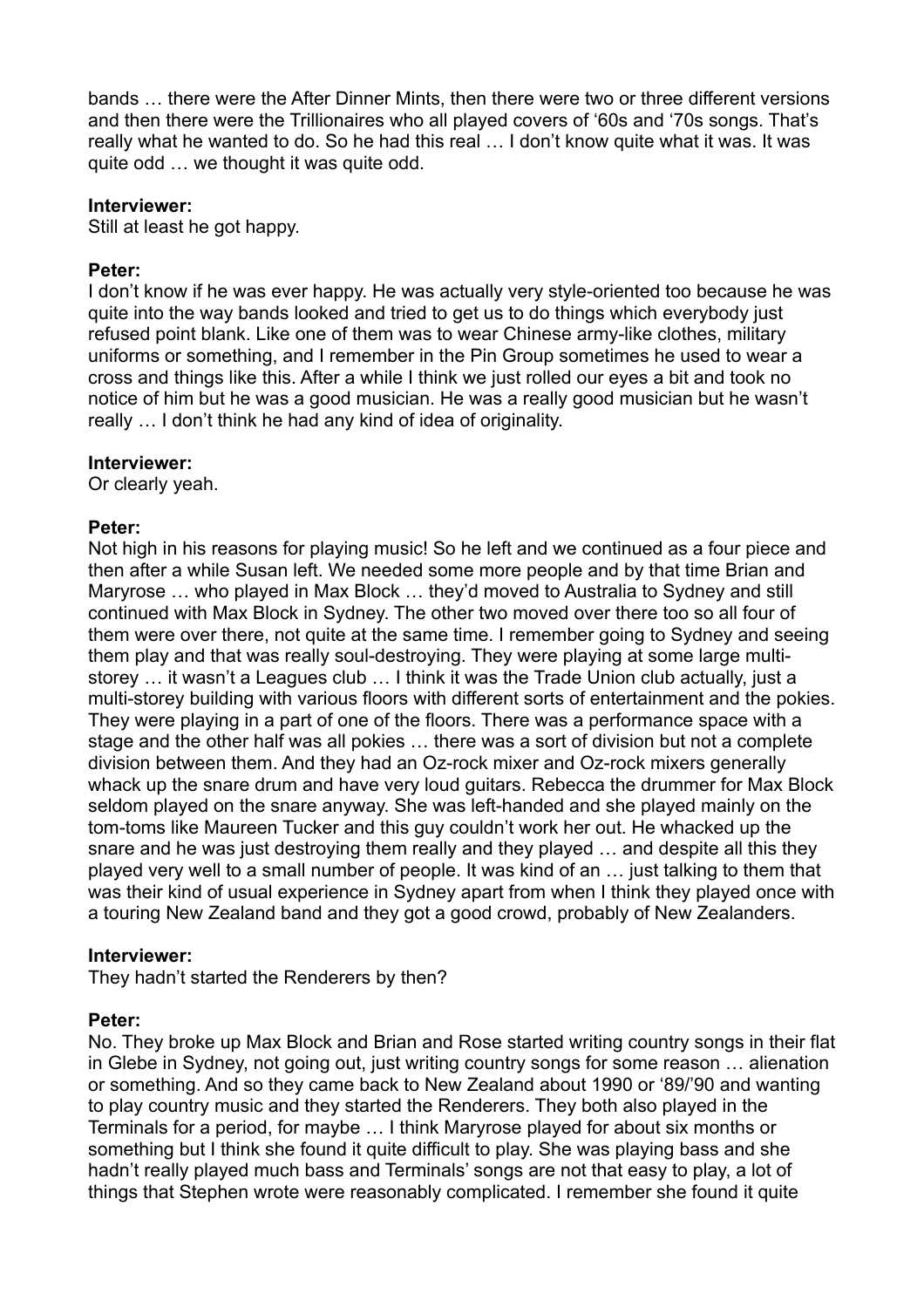bands … there were the After Dinner Mints, then there were two or three different versions and then there were the Trillionaires who all played covers of '60s and '70s songs. That's really what he wanted to do. So he had this real … I don't know quite what it was. It was quite odd … we thought it was quite odd.

**Interviewer:**
Still at least he got happy.

**Peter:**
I don't know if he was ever happy. He was actually very style-oriented too because he was quite into the way bands looked and tried to get us to do things which everybody just refused point blank. Like one of them was to wear Chinese army-like clothes, military uniforms or something, and I remember in the Pin Group sometimes he used to wear a cross and things like this. After a while I think we just rolled our eyes a bit and took no notice of him but he was a good musician. He was a really good musician but he wasn't really … I don't think he had any kind of idea of originality.

**Interviewer:**
Or clearly yeah.

**Peter:**
Not high in his reasons for playing music! So he left and we continued as a four piece and then after a while Susan left. We needed some more people and by that time Brian and Maryrose … who played in Max Block … they'd moved to Australia to Sydney and still continued with Max Block in Sydney. The other two moved over there too so all four of them were over there, not quite at the same time. I remember going to Sydney and seeing them play and that was really soul-destroying. They were playing at some large multi-storey … it wasn't a Leagues club … I think it was the Trade Union club actually, just a multi-storey building with various floors with different sorts of entertainment and the pokies. They were playing in a part of one of the floors. There was a performance space with a stage and the other half was all pokies … there was a sort of division but not a complete division between them. And they had an Oz-rock mixer and Oz-rock mixers generally whack up the snare drum and have very loud guitars. Rebecca the drummer for Max Block seldom played on the snare anyway. She was left-handed and she played mainly on the tom-toms like Maureen Tucker and this guy couldn't work her out. He whacked up the snare and he was just destroying them really and they played … and despite all this they played very well to a small number of people. It was kind of an … just talking to them that was their kind of usual experience in Sydney apart from when I think they played once with a touring New Zealand band and they got a good crowd, probably of New Zealanders.

**Interviewer:**
They hadn't started the Renderers by then?

**Peter:**
No. They broke up Max Block and Brian and Rose started writing country songs in their flat in Glebe in Sydney, not going out, just writing country songs for some reason … alienation or something. And so they came back to New Zealand about 1990 or '89/'90 and wanting to play country music and they started the Renderers. They both also played in the Terminals for a period, for maybe … I think Maryrose played for about six months or something but I think she found it quite difficult to play. She was playing bass and she hadn't really played much bass and Terminals' songs are not that easy to play, a lot of things that Stephen wrote were reasonably complicated. I remember she found it quite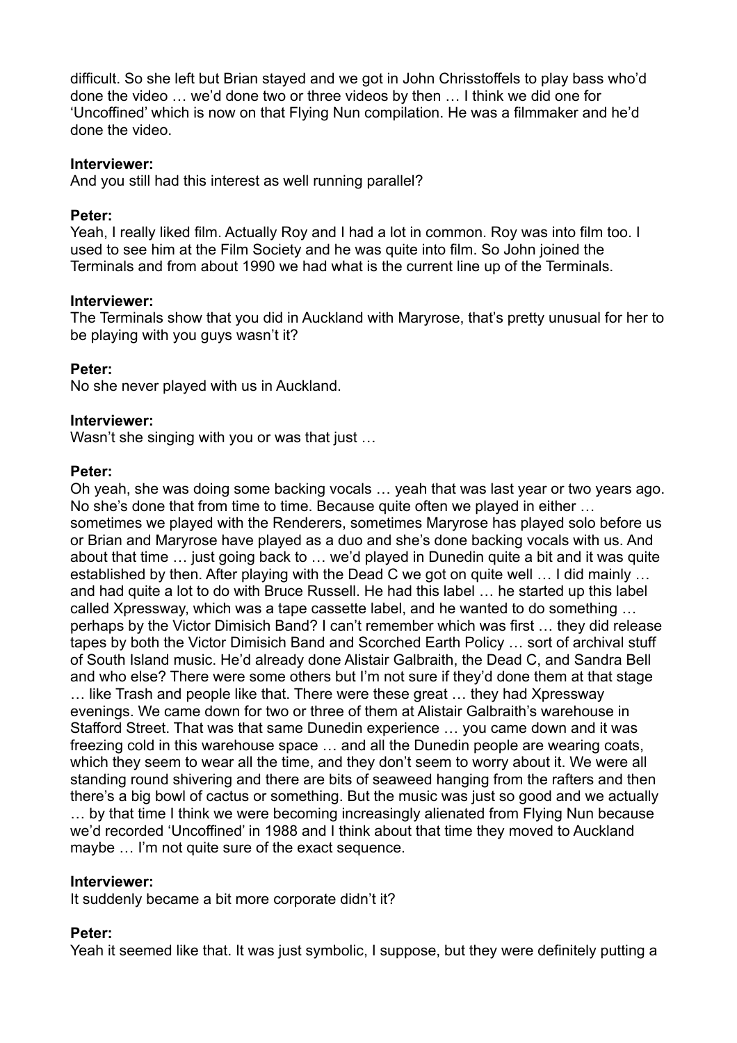difficult. So she left but Brian stayed and we got in John Chrisstoffels to play bass who'd done the video … we'd done two or three videos by then … I think we did one for 'Uncoffined' which is now on that Flying Nun compilation. He was a filmmaker and he'd done the video.

**Interviewer:**
And you still had this interest as well running parallel?

**Peter:**
Yeah, I really liked film. Actually Roy and I had a lot in common. Roy was into film too. I used to see him at the Film Society and he was quite into film. So John joined the Terminals and from about 1990 we had what is the current line up of the Terminals.

**Interviewer:**
The Terminals show that you did in Auckland with Maryrose, that's pretty unusual for her to be playing with you guys wasn't it?

**Peter:**
No she never played with us in Auckland.

**Interviewer:**
Wasn't she singing with you or was that just …

**Peter:**
Oh yeah, she was doing some backing vocals … yeah that was last year or two years ago. No she's done that from time to time. Because quite often we played in either … sometimes we played with the Renderers, sometimes Maryrose has played solo before us or Brian and Maryrose have played as a duo and she's done backing vocals with us. And about that time … just going back to … we'd played in Dunedin quite a bit and it was quite established by then. After playing with the Dead C we got on quite well … I did mainly … and had quite a lot to do with Bruce Russell. He had this label … he started up this label called Xpressway, which was a tape cassette label, and he wanted to do something … perhaps by the Victor Dimisich Band? I can't remember which was first … they did release tapes by both the Victor Dimisich Band and Scorched Earth Policy … sort of archival stuff of South Island music. He'd already done Alistair Galbraith, the Dead C, and Sandra Bell and who else? There were some others but I'm not sure if they'd done them at that stage … like Trash and people like that. There were these great … they had Xpressway evenings. We came down for two or three of them at Alistair Galbraith's warehouse in Stafford Street. That was that same Dunedin experience … you came down and it was freezing cold in this warehouse space … and all the Dunedin people are wearing coats, which they seem to wear all the time, and they don't seem to worry about it. We were all standing round shivering and there are bits of seaweed hanging from the rafters and then there's a big bowl of cactus or something. But the music was just so good and we actually … by that time I think we were becoming increasingly alienated from Flying Nun because we'd recorded 'Uncoffined' in 1988 and I think about that time they moved to Auckland maybe … I'm not quite sure of the exact sequence.

**Interviewer:**
It suddenly became a bit more corporate didn't it?

**Peter:**
Yeah it seemed like that. It was just symbolic, I suppose, but they were definitely putting a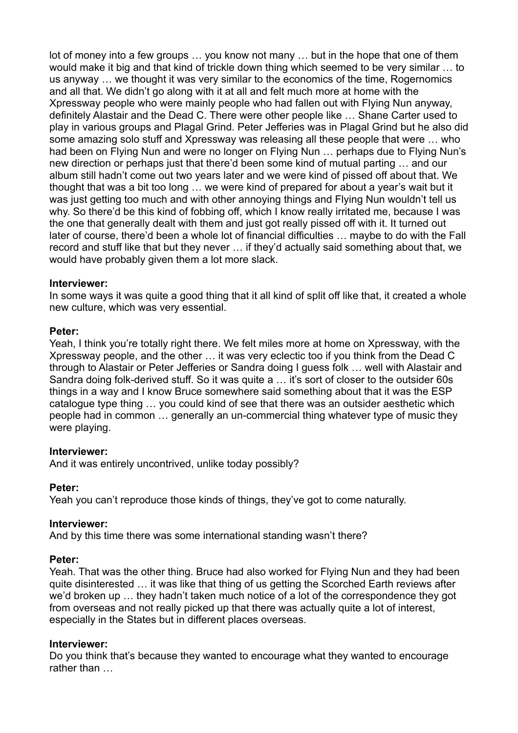lot of money into a few groups … you know not many … but in the hope that one of them would make it big and that kind of trickle down thing which seemed to be very similar … to us anyway … we thought it was very similar to the economics of the time, Rogernomics and all that. We didn't go along with it at all and felt much more at home with the Xpressway people who were mainly people who had fallen out with Flying Nun anyway, definitely Alastair and the Dead C. There were other people like … Shane Carter used to play in various groups and Plagal Grind. Peter Jefferies was in Plagal Grind but he also did some amazing solo stuff and Xpressway was releasing all these people that were … who had been on Flying Nun and were no longer on Flying Nun … perhaps due to Flying Nun's new direction or perhaps just that there'd been some kind of mutual parting … and our album still hadn't come out two years later and we were kind of pissed off about that. We thought that was a bit too long … we were kind of prepared for about a year's wait but it was just getting too much and with other annoying things and Flying Nun wouldn't tell us why. So there'd be this kind of fobbing off, which I know really irritated me, because I was the one that generally dealt with them and just got really pissed off with it. It turned out later of course, there'd been a whole lot of financial difficulties … maybe to do with the Fall record and stuff like that but they never … if they'd actually said something about that, we would have probably given them a lot more slack.

**Interviewer:**
In some ways it was quite a good thing that it all kind of split off like that, it created a whole new culture, which was very essential.

**Peter:**
Yeah, I think you're totally right there. We felt miles more at home on Xpressway, with the Xpressway people, and the other … it was very eclectic too if you think from the Dead C through to Alastair or Peter Jefferies or Sandra doing I guess folk … well with Alastair and Sandra doing folk-derived stuff. So it was quite a … it's sort of closer to the outsider 60s things in a way and I know Bruce somewhere said something about that it was the ESP catalogue type thing … you could kind of see that there was an outsider aesthetic which people had in common … generally an un-commercial thing whatever type of music they were playing.

**Interviewer:**
And it was entirely uncontrived, unlike today possibly?

**Peter:**
Yeah you can't reproduce those kinds of things, they've got to come naturally.

**Interviewer:**
And by this time there was some international standing wasn't there?

**Peter:**
Yeah. That was the other thing. Bruce had also worked for Flying Nun and they had been quite disinterested … it was like that thing of us getting the Scorched Earth reviews after we'd broken up … they hadn't taken much notice of a lot of the correspondence they got from overseas and not really picked up that there was actually quite a lot of interest, especially in the States but in different places overseas.

**Interviewer:**
Do you think that's because they wanted to encourage what they wanted to encourage rather than …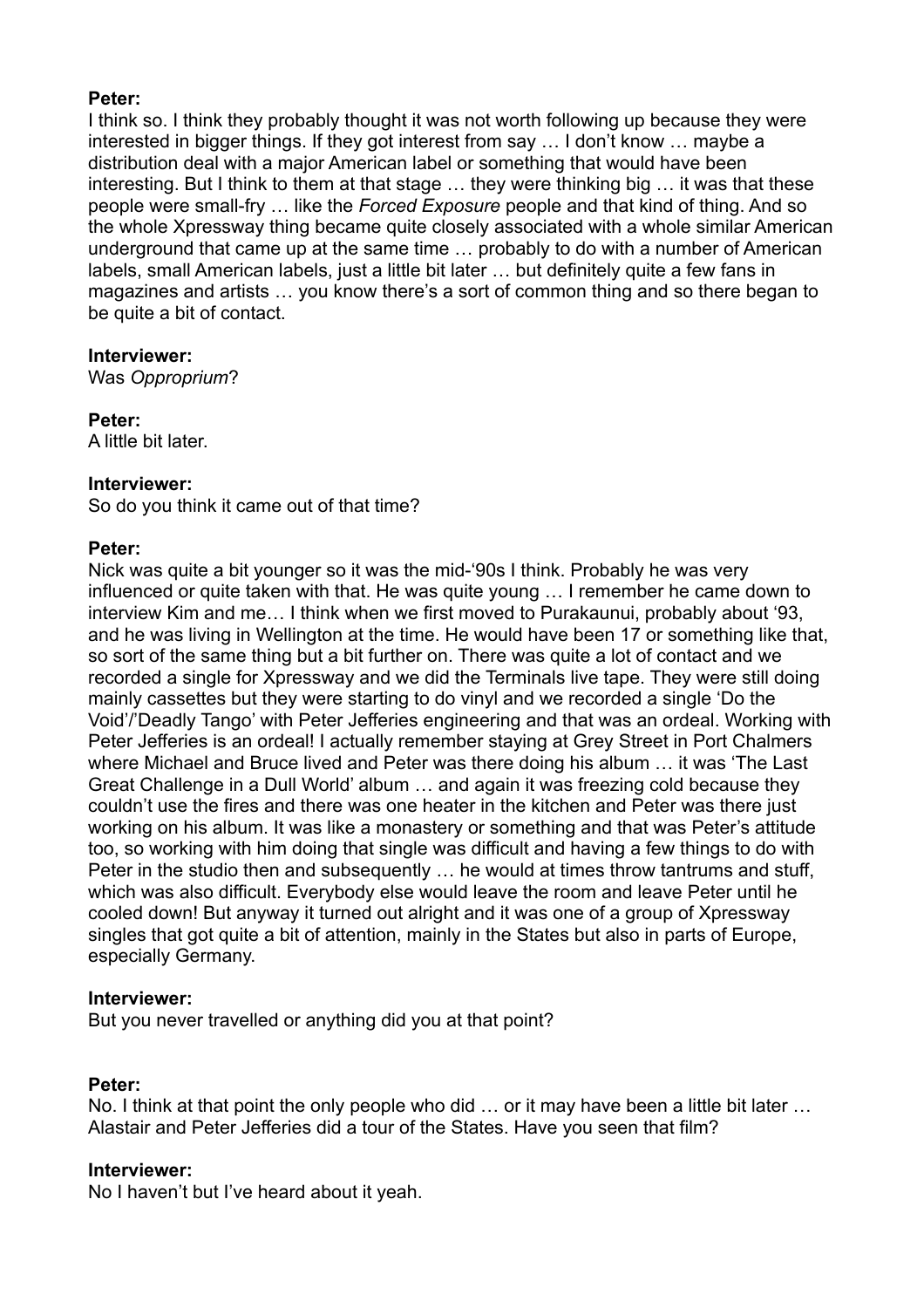**Peter:**
I think so. I think they probably thought it was not worth following up because they were interested in bigger things. If they got interest from say … I don't know … maybe a distribution deal with a major American label or something that would have been interesting. But I think to them at that stage … they were thinking big … it was that these people were small-fry … like the *Forced Exposure* people and that kind of thing. And so the whole Xpressway thing became quite closely associated with a whole similar American underground that came up at the same time … probably to do with a number of American labels, small American labels, just a little bit later … but definitely quite a few fans in magazines and artists … you know there's a sort of common thing and so there began to be quite a bit of contact.

**Interviewer:**
Was *Opproprium*?

**Peter:**
A little bit later.

**Interviewer:**
So do you think it came out of that time?

**Peter:**
Nick was quite a bit younger so it was the mid-'90s I think. Probably he was very influenced or quite taken with that. He was quite young … I remember he came down to interview Kim and me… I think when we first moved to Purakaunui, probably about '93, and he was living in Wellington at the time. He would have been 17 or something like that, so sort of the same thing but a bit further on. There was quite a lot of contact and we recorded a single for Xpressway and we did the Terminals live tape. They were still doing mainly cassettes but they were starting to do vinyl and we recorded a single 'Do the Void'/'Deadly Tango' with Peter Jefferies engineering and that was an ordeal. Working with Peter Jefferies is an ordeal! I actually remember staying at Grey Street in Port Chalmers where Michael and Bruce lived and Peter was there doing his album … it was 'The Last Great Challenge in a Dull World' album … and again it was freezing cold because they couldn't use the fires and there was one heater in the kitchen and Peter was there just working on his album. It was like a monastery or something and that was Peter's attitude too, so working with him doing that single was difficult and having a few things to do with Peter in the studio then and subsequently … he would at times throw tantrums and stuff, which was also difficult. Everybody else would leave the room and leave Peter until he cooled down! But anyway it turned out alright and it was one of a group of Xpressway singles that got quite a bit of attention, mainly in the States but also in parts of Europe, especially Germany.

**Interviewer:**
But you never travelled or anything did you at that point?

**Peter:**
No. I think at that point the only people who did … or it may have been a little bit later … Alastair and Peter Jefferies did a tour of the States. Have you seen that film?

**Interviewer:**
No I haven't but I've heard about it yeah.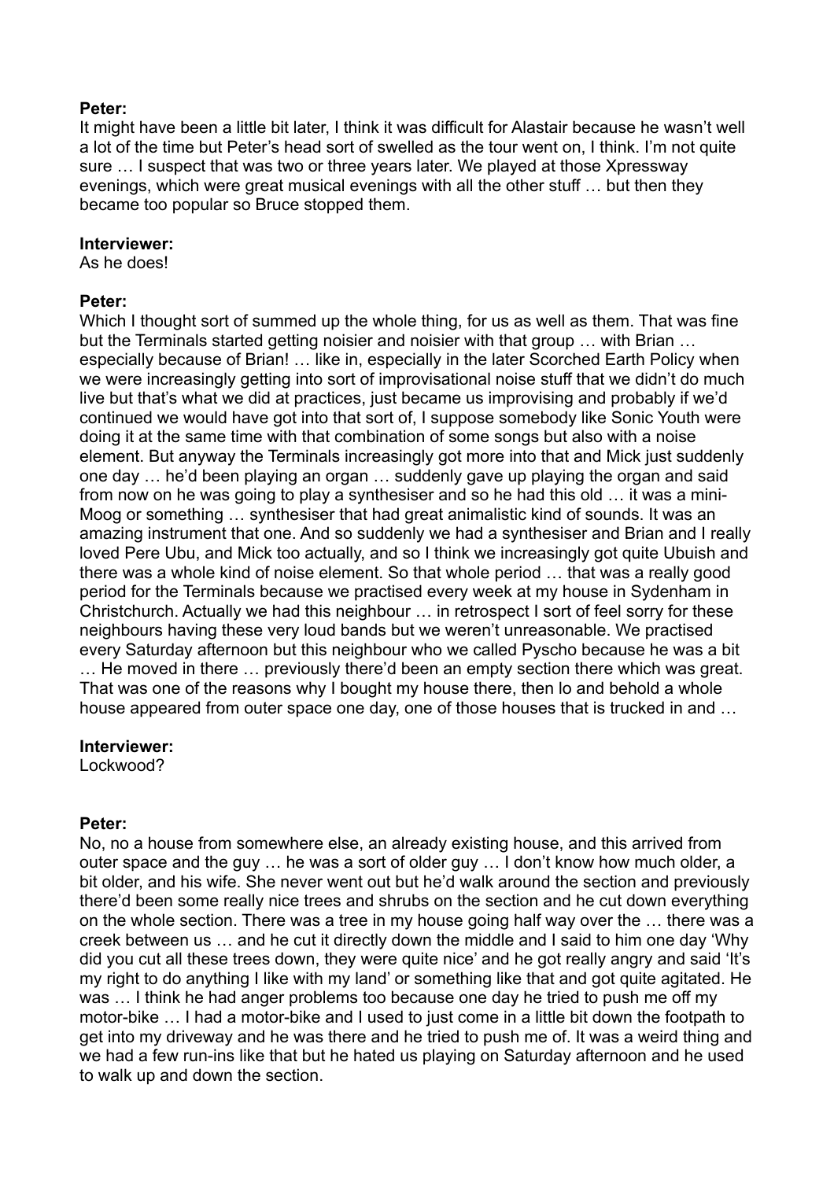**Peter:**
It might have been a little bit later, I think it was difficult for Alastair because he wasn't well a lot of the time but Peter's head sort of swelled as the tour went on, I think. I'm not quite sure … I suspect that was two or three years later. We played at those Xpressway evenings, which were great musical evenings with all the other stuff … but then they became too popular so Bruce stopped them.

**Interviewer:**
As he does!

**Peter:**
Which I thought sort of summed up the whole thing, for us as well as them. That was fine but the Terminals started getting noisier and noisier with that group … with Brian … especially because of Brian! … like in, especially in the later Scorched Earth Policy when we were increasingly getting into sort of improvisational noise stuff that we didn't do much live but that's what we did at practices, just became us improvising and probably if we'd continued we would have got into that sort of, I suppose somebody like Sonic Youth were doing it at the same time with that combination of some songs but also with a noise element. But anyway the Terminals increasingly got more into that and Mick just suddenly one day … he'd been playing an organ … suddenly gave up playing the organ and said from now on he was going to play a synthesiser and so he had this old … it was a mini-Moog or something … synthesiser that had great animalistic kind of sounds. It was an amazing instrument that one. And so suddenly we had a synthesiser and Brian and I really loved Pere Ubu, and Mick too actually, and so I think we increasingly got quite Ubuish and there was a whole kind of noise element. So that whole period … that was a really good period for the Terminals because we practised every week at my house in Sydenham in Christchurch. Actually we had this neighbour … in retrospect I sort of feel sorry for these neighbours having these very loud bands but we weren't unreasonable. We practised every Saturday afternoon but this neighbour who we called Pyscho because he was a bit … He moved in there … previously there'd been an empty section there which was great. That was one of the reasons why I bought my house there, then lo and behold a whole house appeared from outer space one day, one of those houses that is trucked in and …

**Interviewer:**
Lockwood?

**Peter:**
No, no a house from somewhere else, an already existing house, and this arrived from outer space and the guy … he was a sort of older guy … I don't know how much older, a bit older, and his wife. She never went out but he'd walk around the section and previously there'd been some really nice trees and shrubs on the section and he cut down everything on the whole section. There was a tree in my house going half way over the … there was a creek between us … and he cut it directly down the middle and I said to him one day 'Why did you cut all these trees down, they were quite nice' and he got really angry and said 'It's my right to do anything I like with my land' or something like that and got quite agitated. He was … I think he had anger problems too because one day he tried to push me off my motor-bike … I had a motor-bike and I used to just come in a little bit down the footpath to get into my driveway and he was there and he tried to push me of. It was a weird thing and we had a few run-ins like that but he hated us playing on Saturday afternoon and he used to walk up and down the section.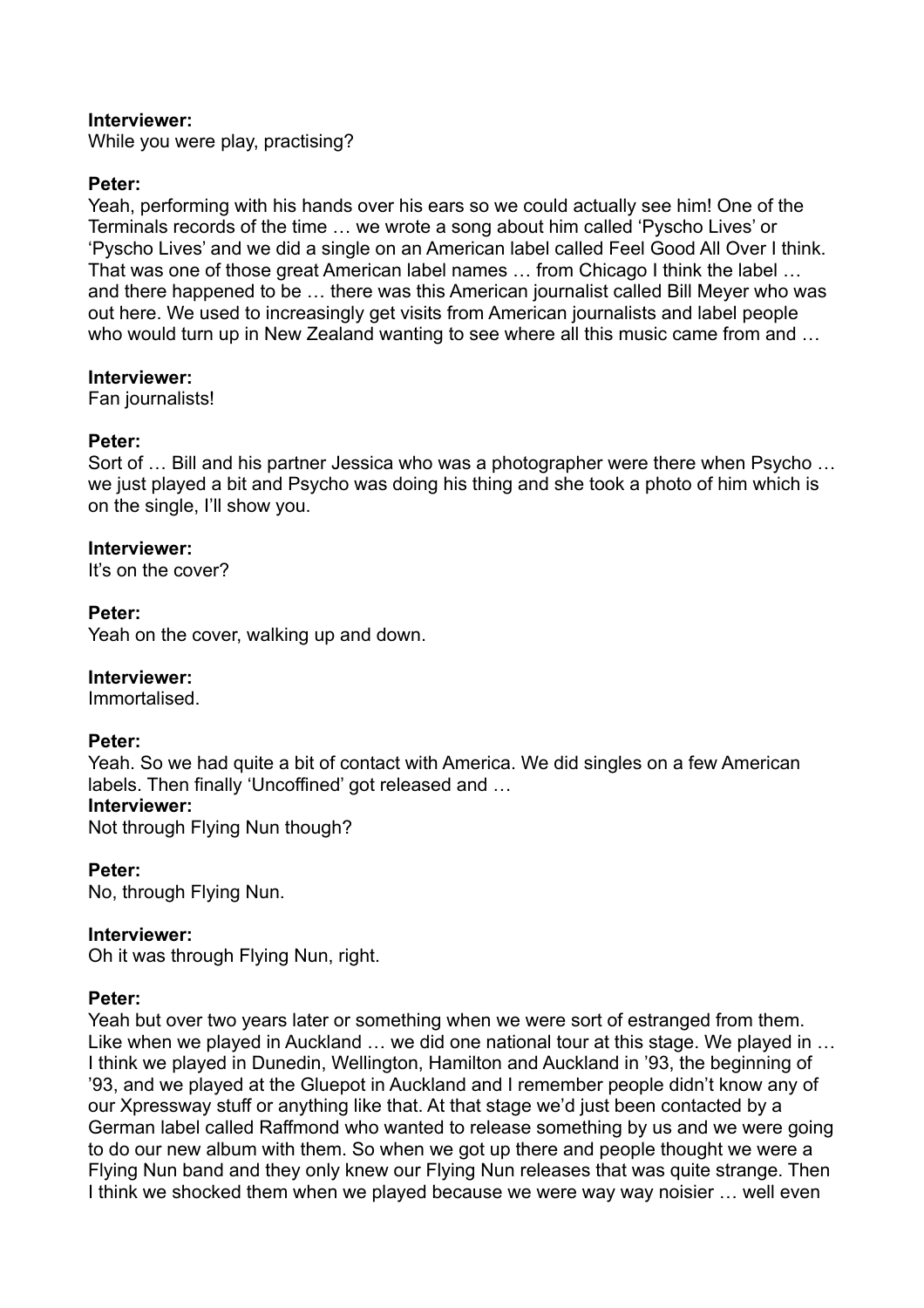**Interviewer:**
While you were play, practising?

**Peter:**
Yeah, performing with his hands over his ears so we could actually see him! One of the Terminals records of the time … we wrote a song about him called 'Pyscho Lives' or 'Pyscho Lives' and we did a single on an American label called Feel Good All Over I think. That was one of those great American label names … from Chicago I think the label … and there happened to be … there was this American journalist called Bill Meyer who was out here. We used to increasingly get visits from American journalists and label people who would turn up in New Zealand wanting to see where all this music came from and …

**Interviewer:**
Fan journalists!

**Peter:**
Sort of … Bill and his partner Jessica who was a photographer were there when Psycho … we just played a bit and Psycho was doing his thing and she took a photo of him which is on the single, I'll show you.

**Interviewer:**
It's on the cover?

**Peter:**
Yeah on the cover, walking up and down.

**Interviewer:**
Immortalised.

**Peter:**
Yeah. So we had quite a bit of contact with America. We did singles on a few American labels. Then finally 'Uncoffined' got released and …

**Interviewer:**
Not through Flying Nun though?

**Peter:**
No, through Flying Nun.

**Interviewer:**
Oh it was through Flying Nun, right.

**Peter:**
Yeah but over two years later or something when we were sort of estranged from them. Like when we played in Auckland … we did one national tour at this stage. We played in … I think we played in Dunedin, Wellington, Hamilton and Auckland in '93, the beginning of '93, and we played at the Gluepot in Auckland and I remember people didn't know any of our Xpressway stuff or anything like that. At that stage we'd just been contacted by a German label called Raffmond who wanted to release something by us and we were going to do our new album with them. So when we got up there and people thought we were a Flying Nun band and they only knew our Flying Nun releases that was quite strange. Then I think we shocked them when we played because we were way way noisier … well even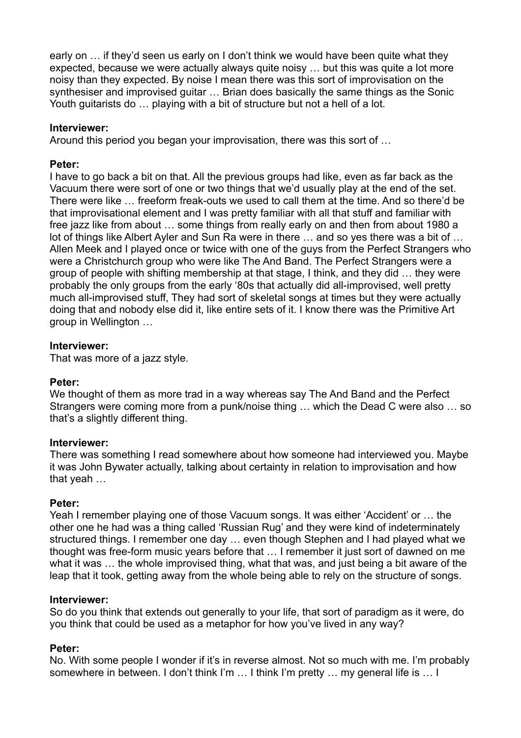early on … if they'd seen us early on I don't think we would have been quite what they expected, because we were actually always quite noisy … but this was quite a lot more noisy than they expected. By noise I mean there was this sort of improvisation on the synthesiser and improvised guitar … Brian does basically the same things as the Sonic Youth guitarists do … playing with a bit of structure but not a hell of a lot.

**Interviewer:**
Around this period you began your improvisation, there was this sort of …

**Peter:**
I have to go back a bit on that. All the previous groups had like, even as far back as the Vacuum there were sort of one or two things that we'd usually play at the end of the set. There were like … freeform freak-outs we used to call them at the time. And so there'd be that improvisational element and I was pretty familiar with all that stuff and familiar with free jazz like from about … some things from really early on and then from about 1980 a lot of things like Albert Ayler and Sun Ra were in there … and so yes there was a bit of … Allen Meek and I played once or twice with one of the guys from the Perfect Strangers who were a Christchurch group who were like The And Band. The Perfect Strangers were a group of people with shifting membership at that stage, I think, and they did … they were probably the only groups from the early '80s that actually did all-improvised, well pretty much all-improvised stuff, They had sort of skeletal songs at times but they were actually doing that and nobody else did it, like entire sets of it. I know there was the Primitive Art group in Wellington …

**Interviewer:**
That was more of a jazz style.

**Peter:**
We thought of them as more trad in a way whereas say The And Band and the Perfect Strangers were coming more from a punk/noise thing … which the Dead C were also … so that's a slightly different thing.

**Interviewer:**
There was something I read somewhere about how someone had interviewed you. Maybe it was John Bywater actually, talking about certainty in relation to improvisation and how that yeah …

**Peter:**
Yeah I remember playing one of those Vacuum songs. It was either 'Accident' or … the other one he had was a thing called 'Russian Rug' and they were kind of indeterminately structured things. I remember one day … even though Stephen and I had played what we thought was free-form music years before that … I remember it just sort of dawned on me what it was … the whole improvised thing, what that was, and just being a bit aware of the leap that it took, getting away from the whole being able to rely on the structure of songs.

**Interviewer:**
So do you think that extends out generally to your life, that sort of paradigm as it were, do you think that could be used as a metaphor for how you've lived in any way?

**Peter:**
No. With some people I wonder if it's in reverse almost. Not so much with me. I'm probably somewhere in between. I don't think I'm … I think I'm pretty … my general life is … I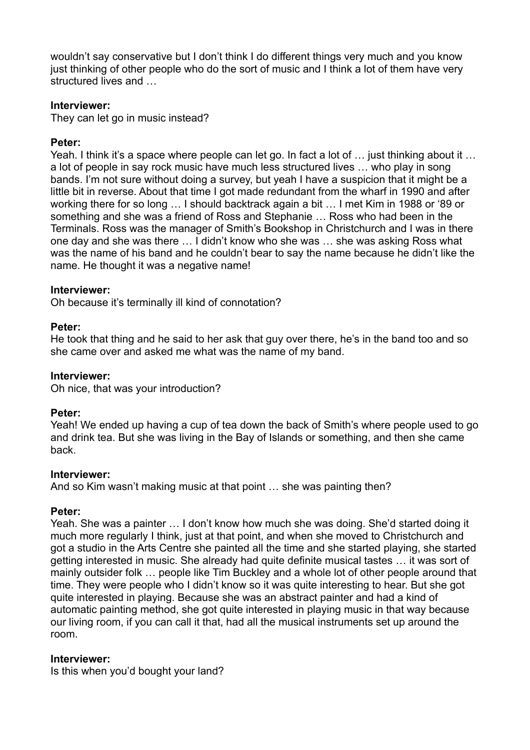wouldn't say conservative but I don't think I do different things very much and you know just thinking of other people who do the sort of music and I think a lot of them have very structured lives and …

**Interviewer:**
They can let go in music instead?

**Peter:**
Yeah. I think it's a space where people can let go. In fact a lot of … just thinking about it … a lot of people in say rock music have much less structured lives … who play in song bands. I'm not sure without doing a survey, but yeah I have a suspicion that it might be a little bit in reverse. About that time I got made redundant from the wharf in 1990 and after working there for so long … I should backtrack again a bit … I met Kim in 1988 or '89 or something and she was a friend of Ross and Stephanie … Ross who had been in the Terminals. Ross was the manager of Smith's Bookshop in Christchurch and I was in there one day and she was there … I didn't know who she was … she was asking Ross what was the name of his band and he couldn't bear to say the name because he didn't like the name. He thought it was a negative name!

**Interviewer:**
Oh because it's terminally ill kind of connotation?

**Peter:**
He took that thing and he said to her ask that guy over there, he's in the band too and so she came over and asked me what was the name of my band.

**Interviewer:**
Oh nice, that was your introduction?

**Peter:**
Yeah! We ended up having a cup of tea down the back of Smith's where people used to go and drink tea. But she was living in the Bay of Islands or something, and then she came back.

**Interviewer:**
And so Kim wasn't making music at that point … she was painting then?

**Peter:**
Yeah. She was a painter … I don't know how much she was doing. She'd started doing it much more regularly I think, just at that point, and when she moved to Christchurch and got a studio in the Arts Centre she painted all the time and she started playing, she started getting interested in music. She already had quite definite musical tastes … it was sort of mainly outsider folk … people like Tim Buckley and a whole lot of other people around that time. They were people who I didn't know so it was quite interesting to hear. But she got quite interested in playing. Because she was an abstract painter and had a kind of automatic painting method, she got quite interested in playing music in that way because our living room, if you can call it that, had all the musical instruments set up around the room.

**Interviewer:**
Is this when you'd bought your land?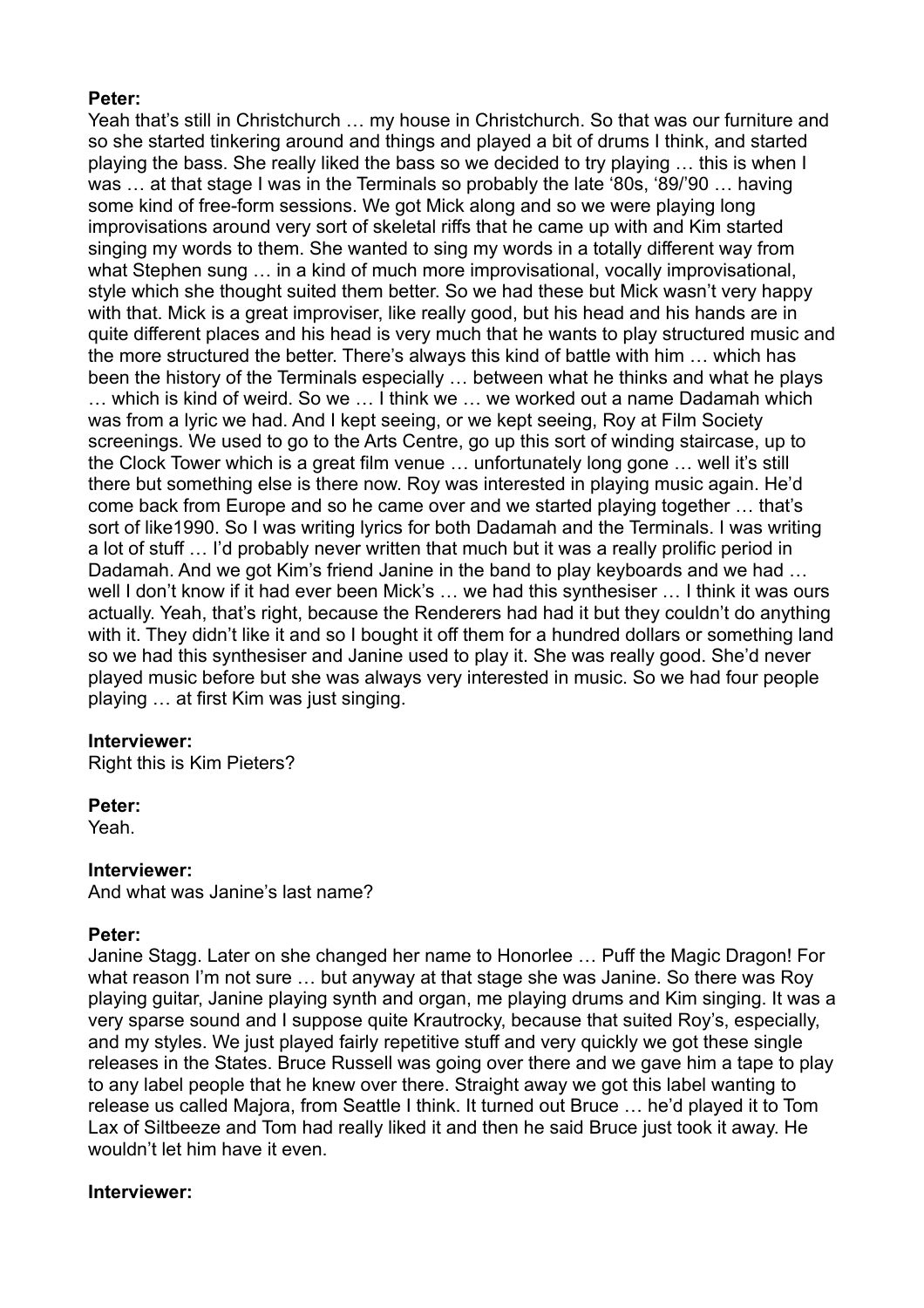**Peter:**
Yeah that's still in Christchurch … my house in Christchurch. So that was our furniture and so she started tinkering around and things and played a bit of drums I think, and started playing the bass. She really liked the bass so we decided to try playing … this is when I was … at that stage I was in the Terminals so probably the late '80s, '89/'90 … having some kind of free-form sessions. We got Mick along and so we were playing long improvisations around very sort of skeletal riffs that he came up with and Kim started singing my words to them. She wanted to sing my words in a totally different way from what Stephen sung … in a kind of much more improvisational, vocally improvisational, style which she thought suited them better. So we had these but Mick wasn't very happy with that. Mick is a great improviser, like really good, but his head and his hands are in quite different places and his head is very much that he wants to play structured music and the more structured the better. There's always this kind of battle with him … which has been the history of the Terminals especially … between what he thinks and what he plays … which is kind of weird. So we … I think we … we worked out a name Dadamah which was from a lyric we had. And I kept seeing, or we kept seeing, Roy at Film Society screenings. We used to go to the Arts Centre, go up this sort of winding staircase, up to the Clock Tower which is a great film venue … unfortunately long gone … well it's still there but something else is there now. Roy was interested in playing music again. He'd come back from Europe and so he came over and we started playing together … that's sort of like1990. So I was writing lyrics for both Dadamah and the Terminals. I was writing a lot of stuff … I'd probably never written that much but it was a really prolific period in Dadamah. And we got Kim's friend Janine in the band to play keyboards and we had … well I don't know if it had ever been Mick's … we had this synthesiser … I think it was ours actually. Yeah, that's right, because the Renderers had had it but they couldn't do anything with it. They didn't like it and so I bought it off them for a hundred dollars or something land so we had this synthesiser and Janine used to play it. She was really good. She'd never played music before but she was always very interested in music. So we had four people playing … at first Kim was just singing.

**Interviewer:**
Right this is Kim Pieters?

**Peter:**
Yeah.

**Interviewer:**
And what was Janine's last name?

**Peter:**
Janine Stagg. Later on she changed her name to Honorlee … Puff the Magic Dragon! For what reason I'm not sure … but anyway at that stage she was Janine. So there was Roy playing guitar, Janine playing synth and organ, me playing drums and Kim singing. It was a very sparse sound and I suppose quite Krautrocky, because that suited Roy's, especially, and my styles. We just played fairly repetitive stuff and very quickly we got these single releases in the States. Bruce Russell was going over there and we gave him a tape to play to any label people that he knew over there. Straight away we got this label wanting to release us called Majora, from Seattle I think. It turned out Bruce … he'd played it to Tom Lax of Siltbeeze and Tom had really liked it and then he said Bruce just took it away. He wouldn't let him have it even.

**Interviewer:**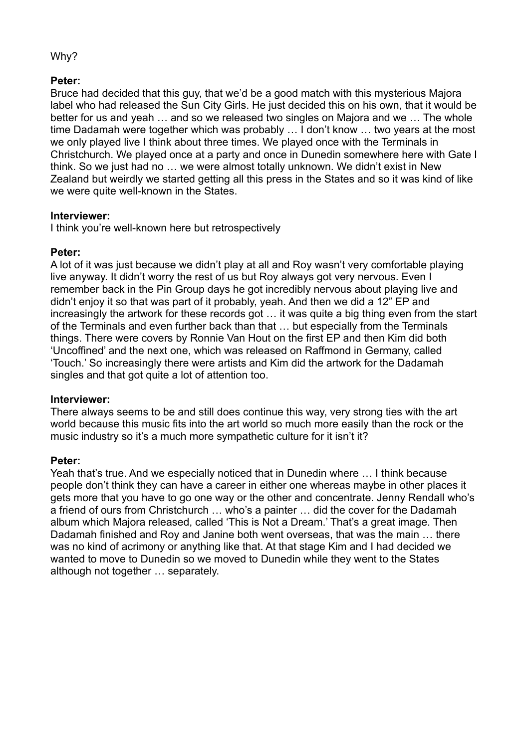Why?

**Peter:**
Bruce had decided that this guy, that we'd be a good match with this mysterious Majora label who had released the Sun City Girls. He just decided this on his own, that it would be better for us and yeah … and so we released two singles on Majora and we … The whole time Dadamah were together which was probably … I don't know … two years at the most we only played live I think about three times. We played once with the Terminals in Christchurch. We played once at a party and once in Dunedin somewhere here with Gate I think. So we just had no … we were almost totally unknown. We didn't exist in New Zealand but weirdly we started getting all this press in the States and so it was kind of like we were quite well-known in the States.

**Interviewer:**
I think you're well-known here but retrospectively

**Peter:**
A lot of it was just because we didn't play at all and Roy wasn't very comfortable playing live anyway. It didn't worry the rest of us but Roy always got very nervous. Even I remember back in the Pin Group days he got incredibly nervous about playing live and didn't enjoy it so that was part of it probably, yeah. And then we did a 12" EP and increasingly the artwork for these records got … it was quite a big thing even from the start of the Terminals and even further back than that … but especially from the Terminals things. There were covers by Ronnie Van Hout on the first EP and then Kim did both 'Uncoffined' and the next one, which was released on Raffmond in Germany, called 'Touch.' So increasingly there were artists and Kim did the artwork for the Dadamah singles and that got quite a lot of attention too.

**Interviewer:**
There always seems to be and still does continue this way, very strong ties with the art world because this music fits into the art world so much more easily than the rock or the music industry so it's a much more sympathetic culture for it isn't it?

**Peter:**
Yeah that's true. And we especially noticed that in Dunedin where … I think because people don't think they can have a career in either one whereas maybe in other places it gets more that you have to go one way or the other and concentrate. Jenny Rendall who's a friend of ours from Christchurch … who's a painter … did the cover for the Dadamah album which Majora released, called 'This is Not a Dream.' That's a great image. Then Dadamah finished and Roy and Janine both went overseas, that was the main … there was no kind of acrimony or anything like that. At that stage Kim and I had decided we wanted to move to Dunedin so we moved to Dunedin while they went to the States although not together … separately.